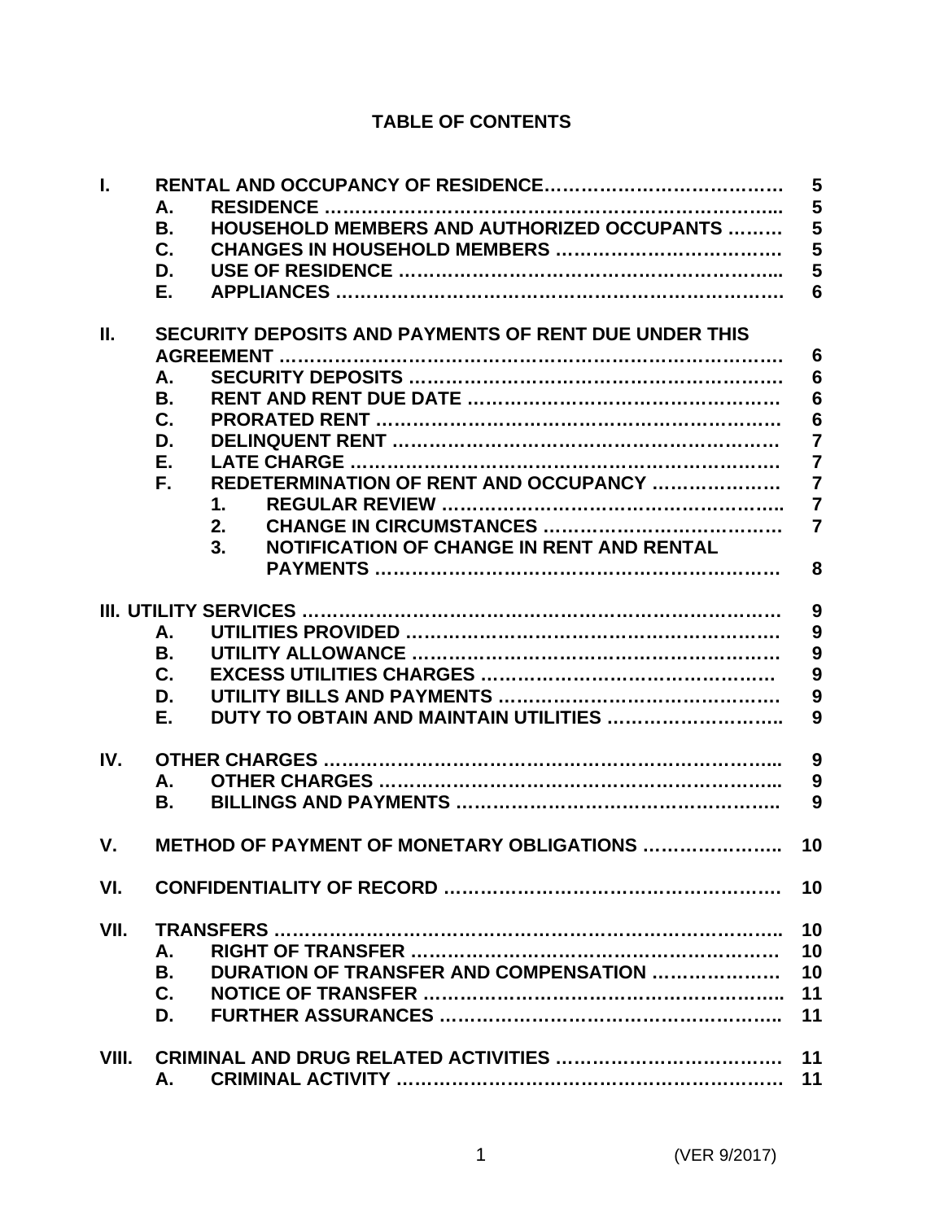# TABLE OF CONTENTS

| | | | |
|---|---|---|---|
| **I.** | **RENTAL AND OCCUPANCY OF RESIDENCE** | | **5** |
| | **A.** | **RESIDENCE** | **5** |
| | **B.** | **HOUSEHOLD MEMBERS AND AUTHORIZED OCCUPANTS** | **5** |
| | **C.** | **CHANGES IN HOUSEHOLD MEMBERS** | **5** |
| | **D.** | **USE OF RESIDENCE** | **5** |
| | **E.** | **APPLIANCES** | **6** |
| **II.** | **SECURITY DEPOSITS AND PAYMENTS OF RENT DUE UNDER THIS AGREEMENT** | | **6** |
| | **A.** | **SECURITY DEPOSITS** | **6** |
| | **B.** | **RENT AND RENT DUE DATE** | **6** |
| | **C.** | **PRORATED RENT** | **6** |
| | **D.** | **DELINQUENT RENT** | **7** |
| | **E.** | **LATE CHARGE** | **7** |
| | **F.** | **REDETERMINATION OF RENT AND OCCUPANCY** | **7** |
| | | **1. REGULAR REVIEW** | **7** |
| | | **2. CHANGE IN CIRCUMSTANCES** | **7** |
| | | **3. NOTIFICATION OF CHANGE IN RENT AND RENTAL PAYMENTS** | **8** |
| **III.** | **UTILITY SERVICES** | | **9** |
| | **A.** | **UTILITIES PROVIDED** | **9** |
| | **B.** | **UTILITY ALLOWANCE** | **9** |
| | **C.** | **EXCESS UTILITIES CHARGES** | **9** |
| | **D.** | **UTILITY BILLS AND PAYMENTS** | **9** |
| | **E.** | **DUTY TO OBTAIN AND MAINTAIN UTILITIES** | **9** |
| **IV.** | **OTHER CHARGES** | | **9** |
| | **A.** | **OTHER CHARGES** | **9** |
| | **B.** | **BILLINGS AND PAYMENTS** | **9** |
| **V.** | **METHOD OF PAYMENT OF MONETARY OBLIGATIONS** | | **10** |
| **VI.** | **CONFIDENTIALITY OF RECORD** | | **10** |
| **VII.** | **TRANSFERS** | | **10** |
| | **A.** | **RIGHT OF TRANSFER** | **10** |
| | **B.** | **DURATION OF TRANSFER AND COMPENSATION** | **10** |
| | **C.** | **NOTICE OF TRANSFER** | **11** |
| | **D.** | **FURTHER ASSURANCES** | **11** |
| **VIII.** | **CRIMINAL AND DRUG RELATED ACTIVITIES** | | **11** |
| | **A.** | **CRIMINAL ACTIVITY** | **11** |

(VER 9/2017)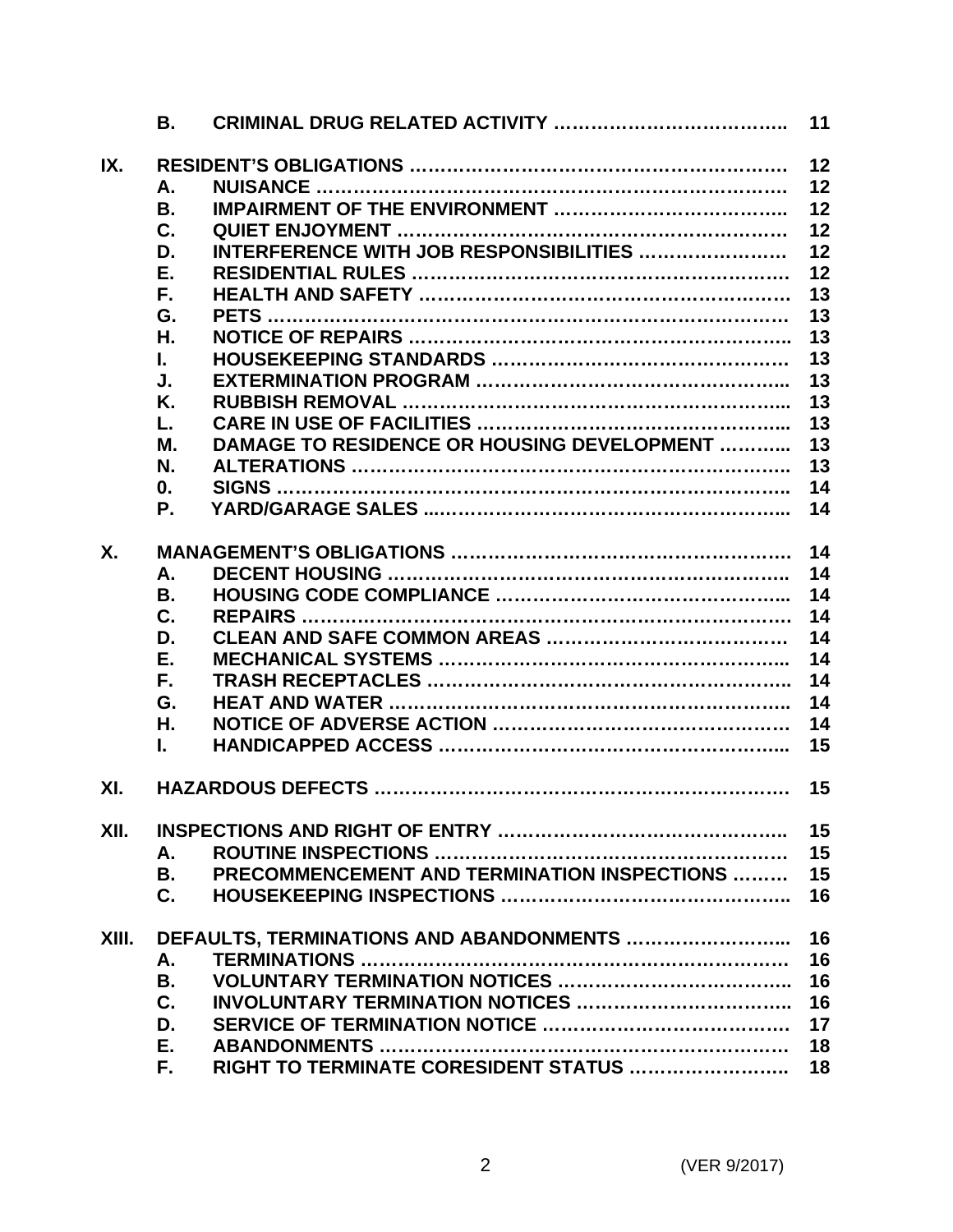| | | | |
|---|---|---|---|
| | **B.** | **CRIMINAL DRUG RELATED ACTIVITY ……………………………….** | **11** |
| **IX.** | **RESIDENT'S OBLIGATIONS ……………………………………………………** | | **12** |
| | **A.** | **NUISANCE ………………………………………………………………….** | **12** |
| | **B.** | **IMPAIRMENT OF THE ENVIRONMENT ……………………………….** | **12** |
| | **C.** | **QUIET ENJOYMENT …………………………………………………….** | **12** |
| | **D.** | **INTERFERENCE WITH JOB RESPONSIBILITIES ……………………** | **12** |
| | **E.** | **RESIDENTIAL RULES …………………………………………………….** | **12** |
| | **F.** | **HEALTH AND SAFETY …………………………………………………….** | **13** |
| | **G.** | **PETS ………………………………………………………………………….** | **13** |
| | **H.** | **NOTICE OF REPAIRS …………………………………………………….** | **13** |
| | **I.** | **HOUSEKEEPING STANDARDS …………………………………………** | **13** |
| | **J.** | **EXTERMINATION PROGRAM …………………………………………...** | **13** |
| | **K.** | **RUBBISH REMOVAL ……………………………………………………...** | **13** |
| | **L.** | **CARE IN USE OF FACILITIES …………………………………………...** | **13** |
| | **M.** | **DAMAGE TO RESIDENCE OR HOUSING DEVELOPMENT ………...** | **13** |
| | **N.** | **ALTERATIONS …………………………………………………………….** | **13** |
| | **0.** | **SIGNS ………………………………………………………………………..** | **14** |
| | **P.** | **YARD/GARAGE SALES ..……………………………………………….** | **14** |
| **X.** | **MANAGEMENT'S OBLIGATIONS ……………………………………………** | | **14** |
| | **A.** | **DECENT HOUSING ………………………………………………………..** | **14** |
| | **B.** | **HOUSING CODE COMPLIANCE ………………………………………...** | **14** |
| | **C.** | **REPAIRS …………………………………………………………………….** | **14** |
| | **D.** | **CLEAN AND SAFE COMMON AREAS …………………………………** | **14** |
| | **E.** | **MECHANICAL SYSTEMS ………………………………………………...** | **14** |
| | **F.** | **TRASH RECEPTACLES …………………………………………………..** | **14** |
| | **G.** | **HEAT AND WATER ………………………………………………………..** | **14** |
| | **H.** | **NOTICE OF ADVERSE ACTION ………………………………………** | **14** |
| | **I.** | **HANDICAPPED ACCESS ………………………………………………...** | **15** |
| **XI.** | **HAZARDOUS DEFECTS …………………………………………………………** | | **15** |
| **XII.** | **INSPECTIONS AND RIGHT OF ENTRY ………………………………………** | | **15** |
| | **A.** | **ROUTINE INSPECTIONS ………………………………………………** | **15** |
| | **B.** | **PRECOMMENCEMENT AND TERMINATION INSPECTIONS ………** | **15** |
| | **C.** | **HOUSEKEEPING INSPECTIONS ……………………………………….** | **16** |
| **XIII.** | **DEFAULTS, TERMINATIONS AND ABANDONMENTS ……………………...** | | **16** |
| | **A.** | **TERMINATIONS ……………………………………………………………** | **16** |
| | **B.** | **VOLUNTARY TERMINATION NOTICES ……………………………….** | **16** |
| | **C.** | **INVOLUNTARY TERMINATION NOTICES …………………………….** | **16** |
| | **D.** | **SERVICE OF TERMINATION NOTICE …………………………………** | **17** |
| | **E.** | **ABANDONMENTS …………………………………………………………** | **18** |
| | **F.** | **RIGHT TO TERMINATE CORESIDENT STATUS …………………….** | **18** |

(VER 9/2017)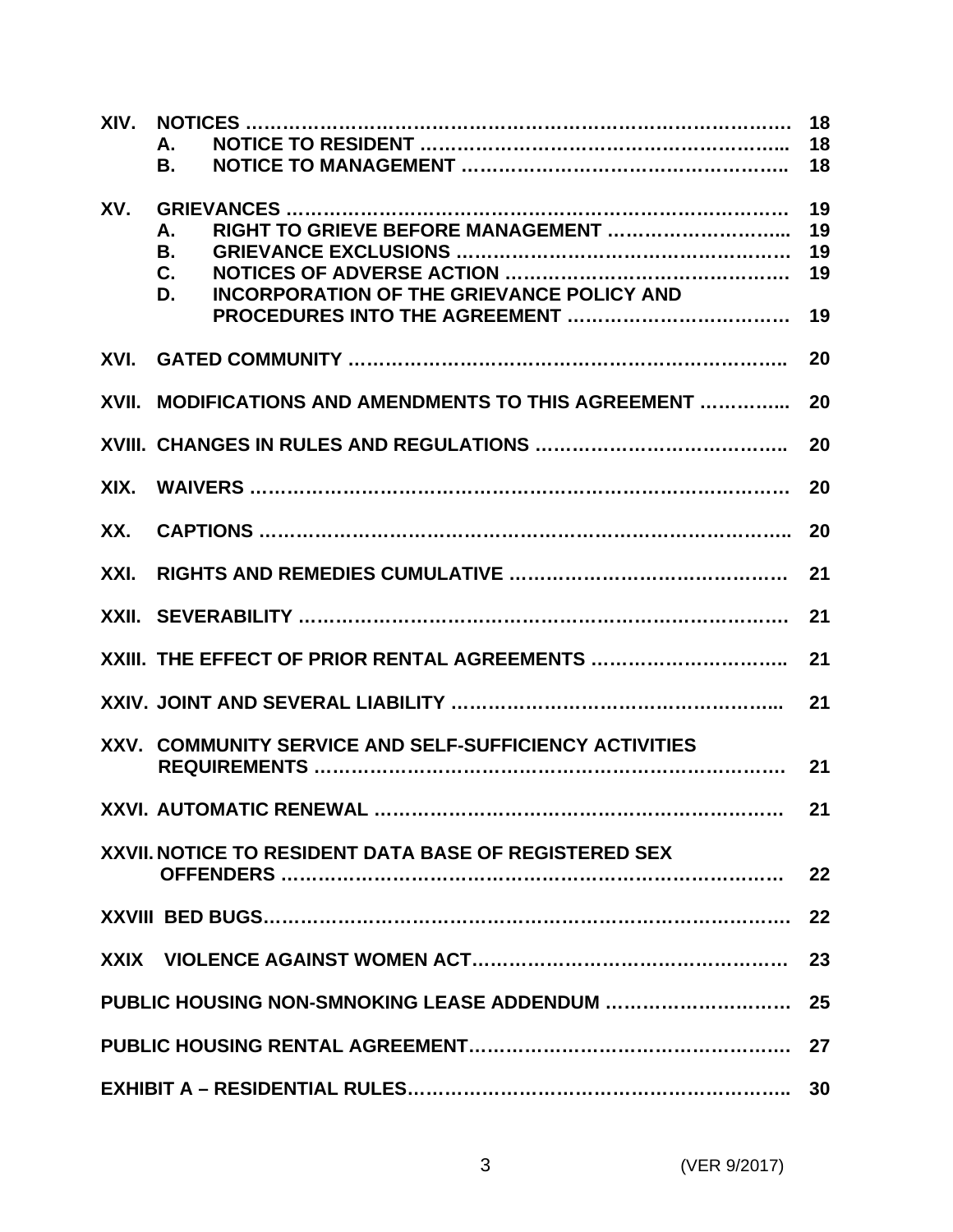| | | | |
|---|---|---|---|
| **XIV.** | **NOTICES** | | **18** |
| | **A.** | **NOTICE TO RESIDENT** | **18** |
| | **B.** | **NOTICE TO MANAGEMENT** | **18** |
| **XV.** | **GRIEVANCES** | | **19** |
| | **A.** | **RIGHT TO GRIEVE BEFORE MANAGEMENT** | **19** |
| | **B.** | **GRIEVANCE EXCLUSIONS** | **19** |
| | **C.** | **NOTICES OF ADVERSE ACTION** | **19** |
| | **D.** | **INCORPORATION OF THE GRIEVANCE POLICY AND PROCEDURES INTO THE AGREEMENT** | **19** |
| **XVI.** | **GATED COMMUNITY** | | **20** |
| **XVII.** | **MODIFICATIONS AND AMENDMENTS TO THIS AGREEMENT** | | **20** |
| **XVIII.** | **CHANGES IN RULES AND REGULATIONS** | | **20** |
| **XIX.** | **WAIVERS** | | **20** |
| **XX.** | **CAPTIONS** | | **20** |
| **XXI.** | **RIGHTS AND REMEDIES CUMULATIVE** | | **21** |
| **XXII.** | **SEVERABILITY** | | **21** |
| **XXIII.** | **THE EFFECT OF PRIOR RENTAL AGREEMENTS** | | **21** |
| **XXIV.** | **JOINT AND SEVERAL LIABILITY** | | **21** |
| **XXV.** | **COMMUNITY SERVICE AND SELF-SUFFICIENCY ACTIVITIES REQUIREMENTS** | | **21** |
| **XXVI.** | **AUTOMATIC RENEWAL** | | **21** |
| **XXVII.** | **NOTICE TO RESIDENT DATA BASE OF REGISTERED SEX OFFENDERS** | | **22** |
| **XXVIII** | **BED BUGS** | | **22** |
| **XXIX** | **VIOLENCE AGAINST WOMEN ACT** | | **23** |
| **PUBLIC HOUSING NON-SMNOKING LEASE ADDENDUM** | | | **25** |
| **PUBLIC HOUSING RENTAL AGREEMENT** | | | **27** |
| **EXHIBIT A – RESIDENTIAL RULES** | | | **30** |

(VER 9/2017)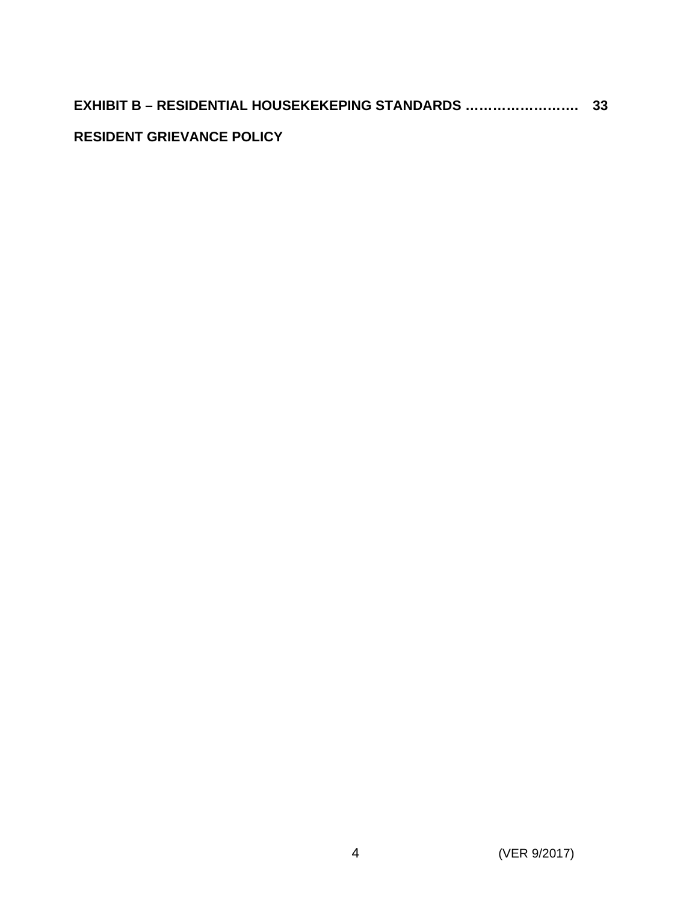**EXHIBIT B – RESIDENTIAL HOUSEKEKEPING STANDARDS ……………………. 33**

**RESIDENT GRIEVANCE POLICY**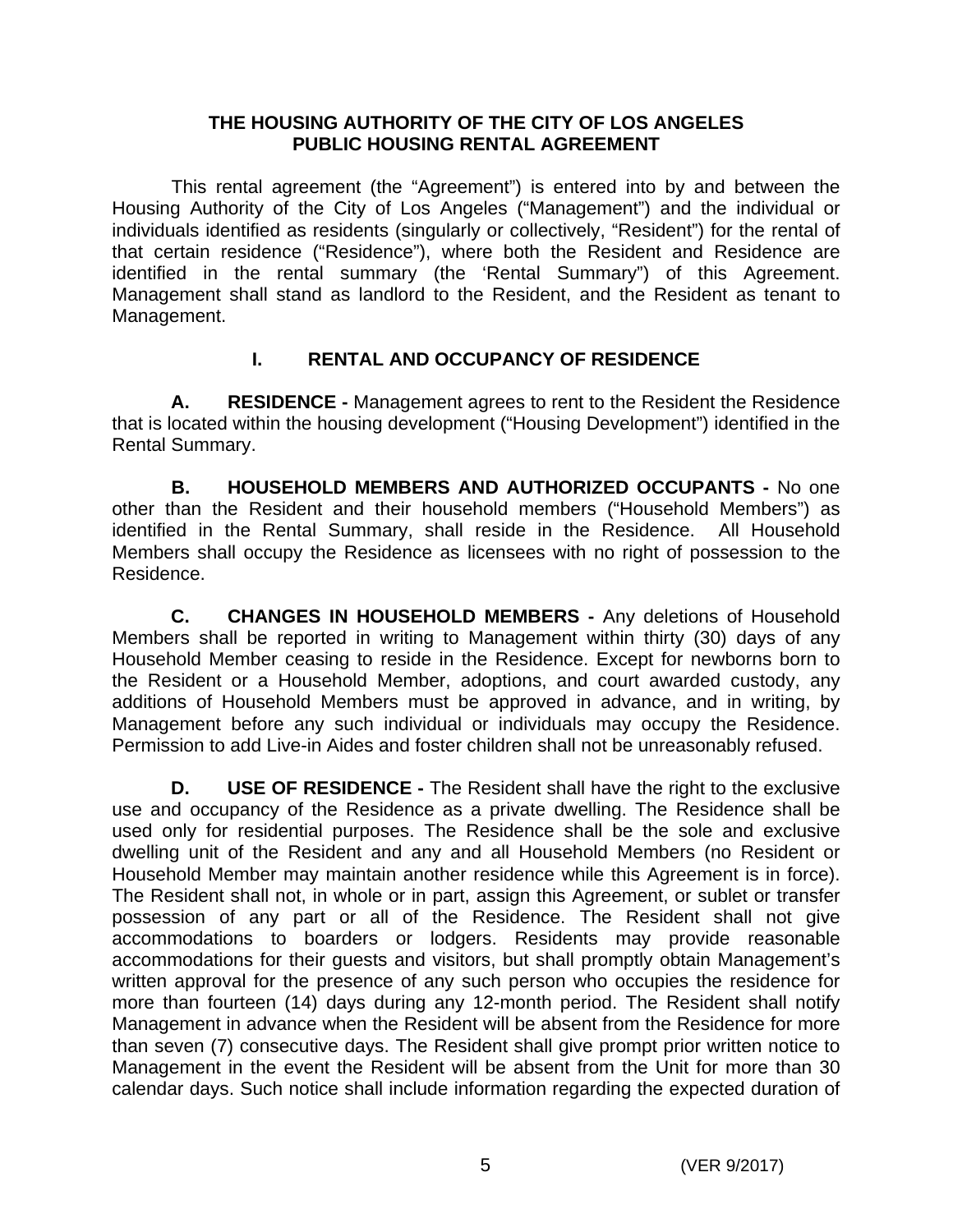**THE HOUSING AUTHORITY OF THE CITY OF LOS ANGELES**
**PUBLIC HOUSING RENTAL AGREEMENT**

This rental agreement (the "Agreement") is entered into by and between the Housing Authority of the City of Los Angeles ("Management") and the individual or individuals identified as residents (singularly or collectively, "Resident") for the rental of that certain residence ("Residence"), where both the Resident and Residence are identified in the rental summary (the 'Rental Summary") of this Agreement. Management shall stand as landlord to the Resident, and the Resident as tenant to Management.

## I. RENTAL AND OCCUPANCY OF RESIDENCE

**A. RESIDENCE -** Management agrees to rent to the Resident the Residence that is located within the housing development ("Housing Development") identified in the Rental Summary.

**B. HOUSEHOLD MEMBERS AND AUTHORIZED OCCUPANTS -** No one other than the Resident and their household members ("Household Members") as identified in the Rental Summary, shall reside in the Residence. All Household Members shall occupy the Residence as licensees with no right of possession to the Residence.

**C. CHANGES IN HOUSEHOLD MEMBERS -** Any deletions of Household Members shall be reported in writing to Management within thirty (30) days of any Household Member ceasing to reside in the Residence. Except for newborns born to the Resident or a Household Member, adoptions, and court awarded custody, any additions of Household Members must be approved in advance, and in writing, by Management before any such individual or individuals may occupy the Residence. Permission to add Live-in Aides and foster children shall not be unreasonably refused.

**D. USE OF RESIDENCE -** The Resident shall have the right to the exclusive use and occupancy of the Residence as a private dwelling. The Residence shall be used only for residential purposes. The Residence shall be the sole and exclusive dwelling unit of the Resident and any and all Household Members (no Resident or Household Member may maintain another residence while this Agreement is in force). The Resident shall not, in whole or in part, assign this Agreement, or sublet or transfer possession of any part or all of the Residence. The Resident shall not give accommodations to boarders or lodgers. Residents may provide reasonable accommodations for their guests and visitors, but shall promptly obtain Management's written approval for the presence of any such person who occupies the residence for more than fourteen (14) days during any 12-month period. The Resident shall notify Management in advance when the Resident will be absent from the Residence for more than seven (7) consecutive days. The Resident shall give prompt prior written notice to Management in the event the Resident will be absent from the Unit for more than 30 calendar days. Such notice shall include information regarding the expected duration of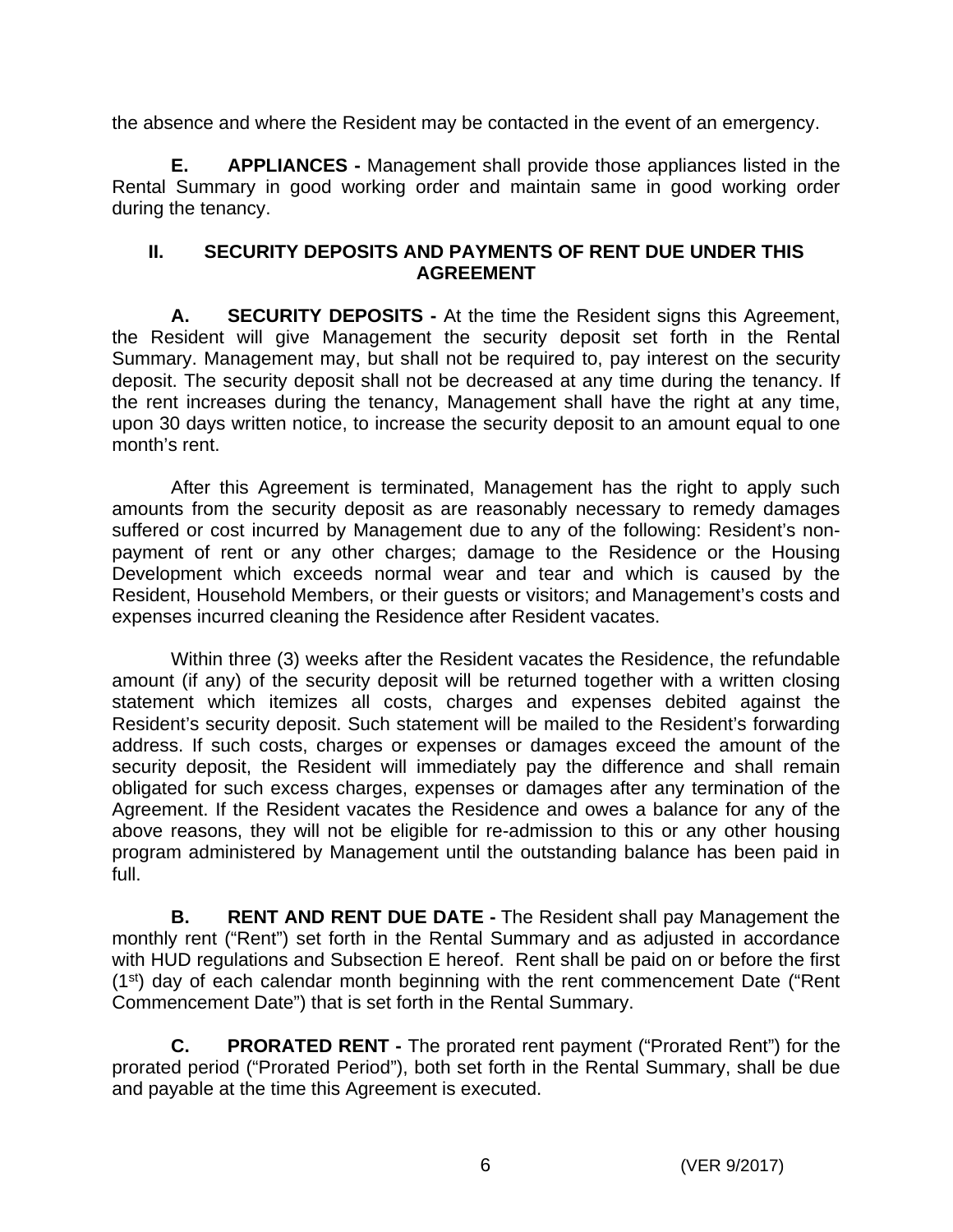the absence and where the Resident may be contacted in the event of an emergency.

**E. APPLIANCES -** Management shall provide those appliances listed in the Rental Summary in good working order and maintain same in good working order during the tenancy.

## II. SECURITY DEPOSITS AND PAYMENTS OF RENT DUE UNDER THIS AGREEMENT

**A. SECURITY DEPOSITS -** At the time the Resident signs this Agreement, the Resident will give Management the security deposit set forth in the Rental Summary. Management may, but shall not be required to, pay interest on the security deposit. The security deposit shall not be decreased at any time during the tenancy. If the rent increases during the tenancy, Management shall have the right at any time, upon 30 days written notice, to increase the security deposit to an amount equal to one month's rent.

After this Agreement is terminated, Management has the right to apply such amounts from the security deposit as are reasonably necessary to remedy damages suffered or cost incurred by Management due to any of the following: Resident's non-payment of rent or any other charges; damage to the Residence or the Housing Development which exceeds normal wear and tear and which is caused by the Resident, Household Members, or their guests or visitors; and Management's costs and expenses incurred cleaning the Residence after Resident vacates.

Within three (3) weeks after the Resident vacates the Residence, the refundable amount (if any) of the security deposit will be returned together with a written closing statement which itemizes all costs, charges and expenses debited against the Resident's security deposit. Such statement will be mailed to the Resident's forwarding address. If such costs, charges or expenses or damages exceed the amount of the security deposit, the Resident will immediately pay the difference and shall remain obligated for such excess charges, expenses or damages after any termination of the Agreement. If the Resident vacates the Residence and owes a balance for any of the above reasons, they will not be eligible for re-admission to this or any other housing program administered by Management until the outstanding balance has been paid in full.

**B. RENT AND RENT DUE DATE -** The Resident shall pay Management the monthly rent ("Rent") set forth in the Rental Summary and as adjusted in accordance with HUD regulations and Subsection E hereof. Rent shall be paid on or before the first (1st) day of each calendar month beginning with the rent commencement Date ("Rent Commencement Date") that is set forth in the Rental Summary.

**C. PRORATED RENT -** The prorated rent payment ("Prorated Rent") for the prorated period ("Prorated Period"), both set forth in the Rental Summary, shall be due and payable at the time this Agreement is executed.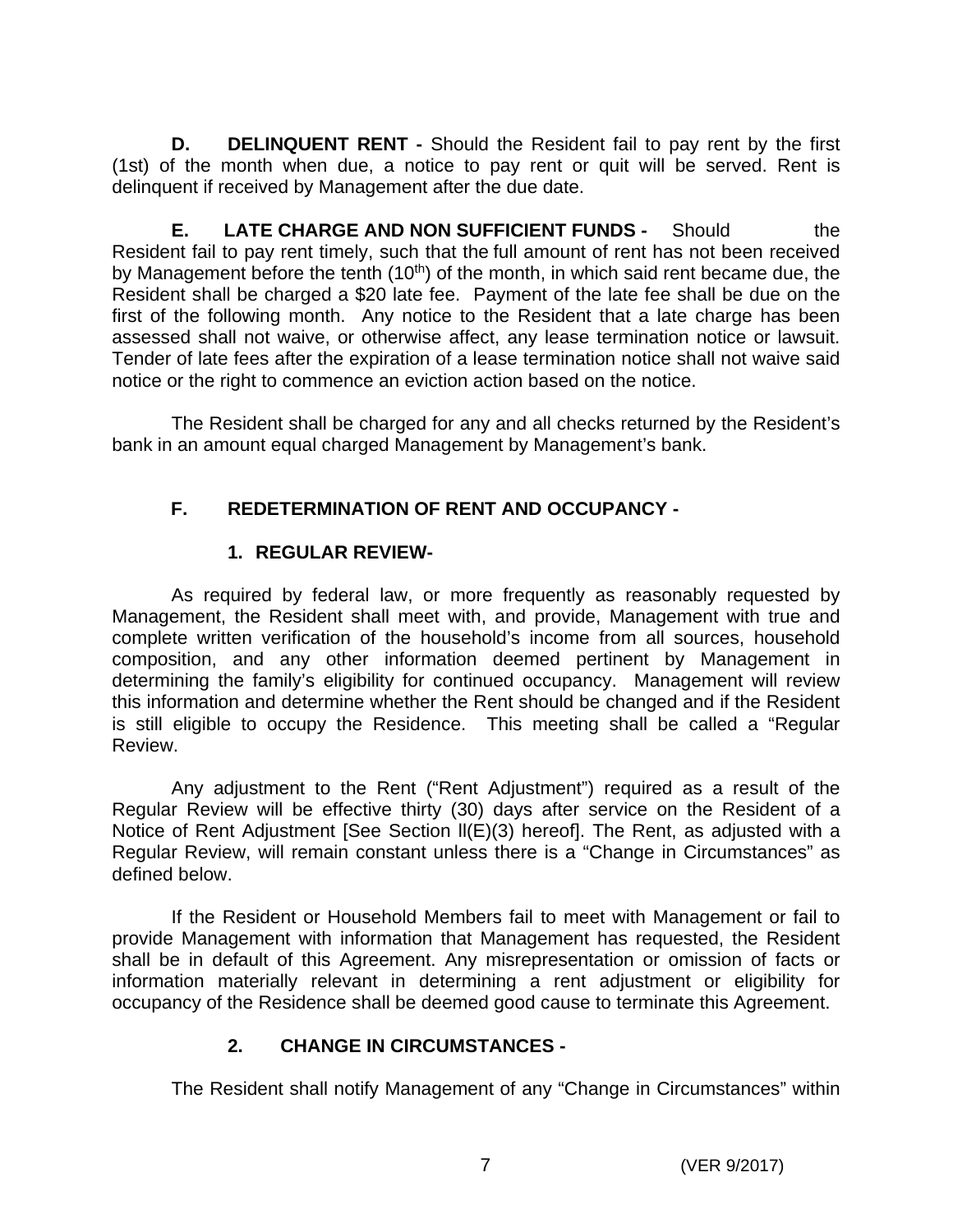**D. DELINQUENT RENT -** Should the Resident fail to pay rent by the first (1st) of the month when due, a notice to pay rent or quit will be served. Rent is delinquent if received by Management after the due date.

**E. LATE CHARGE AND NON SUFFICIENT FUNDS -** Should the Resident fail to pay rent timely, such that the full amount of rent has not been received by Management before the tenth (10th) of the month, in which said rent became due, the Resident shall be charged a $20 late fee. Payment of the late fee shall be due on the first of the following month. Any notice to the Resident that a late charge has been assessed shall not waive, or otherwise affect, any lease termination notice or lawsuit. Tender of late fees after the expiration of a lease termination notice shall not waive said notice or the right to commence an eviction action based on the notice.

The Resident shall be charged for any and all checks returned by the Resident's bank in an amount equal charged Management by Management's bank.

**F. REDETERMINATION OF RENT AND OCCUPANCY -**

**1. REGULAR REVIEW-**

As required by federal law, or more frequently as reasonably requested by Management, the Resident shall meet with, and provide, Management with true and complete written verification of the household's income from all sources, household composition, and any other information deemed pertinent by Management in determining the family's eligibility for continued occupancy. Management will review this information and determine whether the Rent should be changed and if the Resident is still eligible to occupy the Residence. This meeting shall be called a "Regular Review.

Any adjustment to the Rent ("Rent Adjustment") required as a result of the Regular Review will be effective thirty (30) days after service on the Resident of a Notice of Rent Adjustment [See Section ll(E)(3) hereof]. The Rent, as adjusted with a Regular Review, will remain constant unless there is a "Change in Circumstances" as defined below.

If the Resident or Household Members fail to meet with Management or fail to provide Management with information that Management has requested, the Resident shall be in default of this Agreement. Any misrepresentation or omission of facts or information materially relevant in determining a rent adjustment or eligibility for occupancy of the Residence shall be deemed good cause to terminate this Agreement.

**2. CHANGE IN CIRCUMSTANCES -**

The Resident shall notify Management of any "Change in Circumstances" within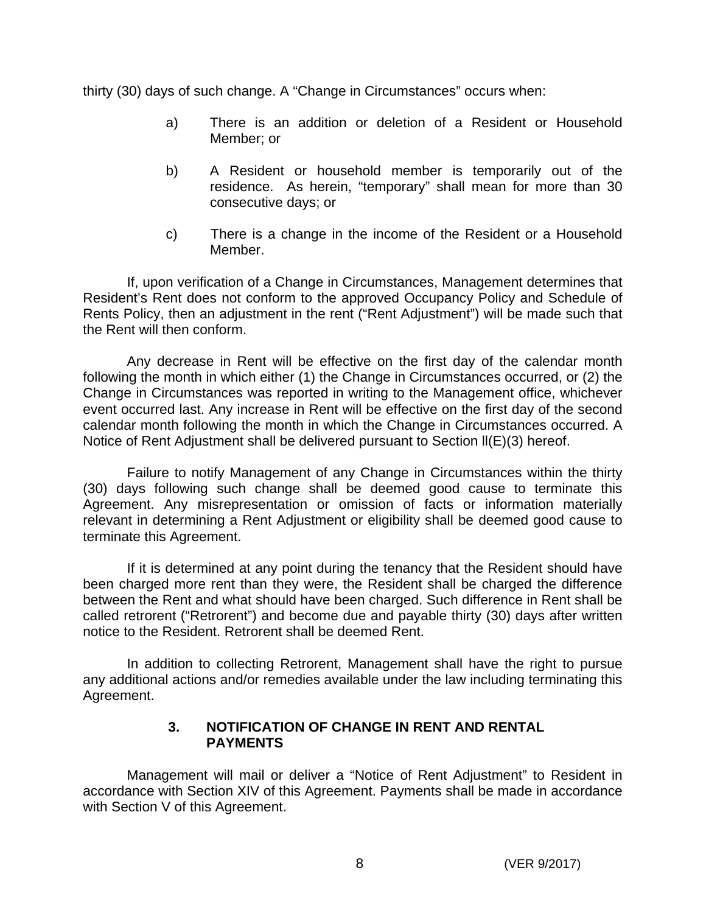thirty (30) days of such change. A "Change in Circumstances" occurs when:

a) There is an addition or deletion of a Resident or Household Member; or

b) A Resident or household member is temporarily out of the residence. As herein, "temporary" shall mean for more than 30 consecutive days; or

c) There is a change in the income of the Resident or a Household Member.

If, upon verification of a Change in Circumstances, Management determines that Resident's Rent does not conform to the approved Occupancy Policy and Schedule of Rents Policy, then an adjustment in the rent ("Rent Adjustment") will be made such that the Rent will then conform.

Any decrease in Rent will be effective on the first day of the calendar month following the month in which either (1) the Change in Circumstances occurred, or (2) the Change in Circumstances was reported in writing to the Management office, whichever event occurred last. Any increase in Rent will be effective on the first day of the second calendar month following the month in which the Change in Circumstances occurred. A Notice of Rent Adjustment shall be delivered pursuant to Section ll(E)(3) hereof.

Failure to notify Management of any Change in Circumstances within the thirty (30) days following such change shall be deemed good cause to terminate this Agreement. Any misrepresentation or omission of facts or information materially relevant in determining a Rent Adjustment or eligibility shall be deemed good cause to terminate this Agreement.

If it is determined at any point during the tenancy that the Resident should have been charged more rent than they were, the Resident shall be charged the difference between the Rent and what should have been charged. Such difference in Rent shall be called retrorent ("Retrorent") and become due and payable thirty (30) days after written notice to the Resident. Retrorent shall be deemed Rent.

In addition to collecting Retrorent, Management shall have the right to pursue any additional actions and/or remedies available under the law including terminating this Agreement.

### 3. NOTIFICATION OF CHANGE IN RENT AND RENTAL PAYMENTS

Management will mail or deliver a "Notice of Rent Adjustment" to Resident in accordance with Section XIV of this Agreement. Payments shall be made in accordance with Section V of this Agreement.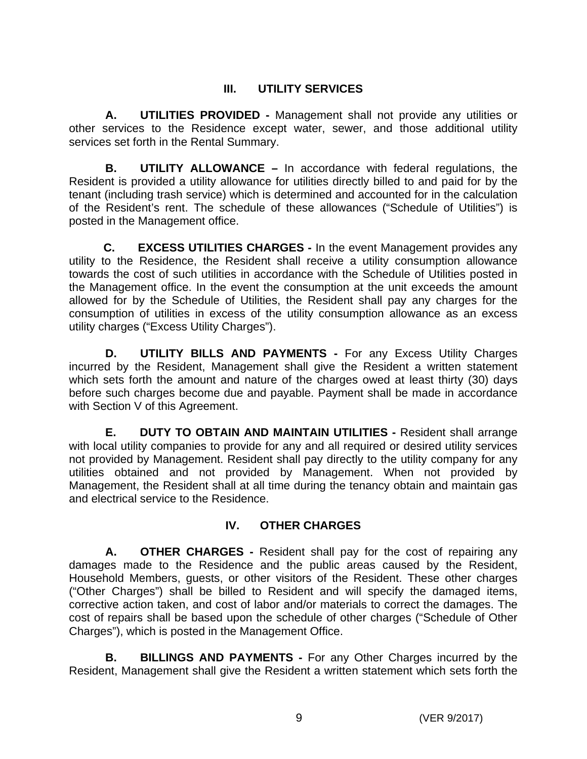## III. UTILITY SERVICES

**A. UTILITIES PROVIDED -** Management shall not provide any utilities or other services to the Residence except water, sewer, and those additional utility services set forth in the Rental Summary.

**B. UTILITY ALLOWANCE –** In accordance with federal regulations, the Resident is provided a utility allowance for utilities directly billed to and paid for by the tenant (including trash service) which is determined and accounted for in the calculation of the Resident's rent. The schedule of these allowances ("Schedule of Utilities") is posted in the Management office.

**C. EXCESS UTILITIES CHARGES -** In the event Management provides any utility to the Residence, the Resident shall receive a utility consumption allowance towards the cost of such utilities in accordance with the Schedule of Utilities posted in the Management office. In the event the consumption at the unit exceeds the amount allowed for by the Schedule of Utilities, the Resident shall pay any charges for the consumption of utilities in excess of the utility consumption allowance as an excess utility charges ("Excess Utility Charges").

**D. UTILITY BILLS AND PAYMENTS -** For any Excess Utility Charges incurred by the Resident, Management shall give the Resident a written statement which sets forth the amount and nature of the charges owed at least thirty (30) days before such charges become due and payable. Payment shall be made in accordance with Section V of this Agreement.

**E. DUTY TO OBTAIN AND MAINTAIN UTILITIES -** Resident shall arrange with local utility companies to provide for any and all required or desired utility services not provided by Management. Resident shall pay directly to the utility company for any utilities obtained and not provided by Management. When not provided by Management, the Resident shall at all time during the tenancy obtain and maintain gas and electrical service to the Residence.

## IV. OTHER CHARGES

**A. OTHER CHARGES -** Resident shall pay for the cost of repairing any damages made to the Residence and the public areas caused by the Resident, Household Members, guests, or other visitors of the Resident. These other charges ("Other Charges") shall be billed to Resident and will specify the damaged items, corrective action taken, and cost of labor and/or materials to correct the damages. The cost of repairs shall be based upon the schedule of other charges ("Schedule of Other Charges"), which is posted in the Management Office.

**B. BILLINGS AND PAYMENTS -** For any Other Charges incurred by the Resident, Management shall give the Resident a written statement which sets forth the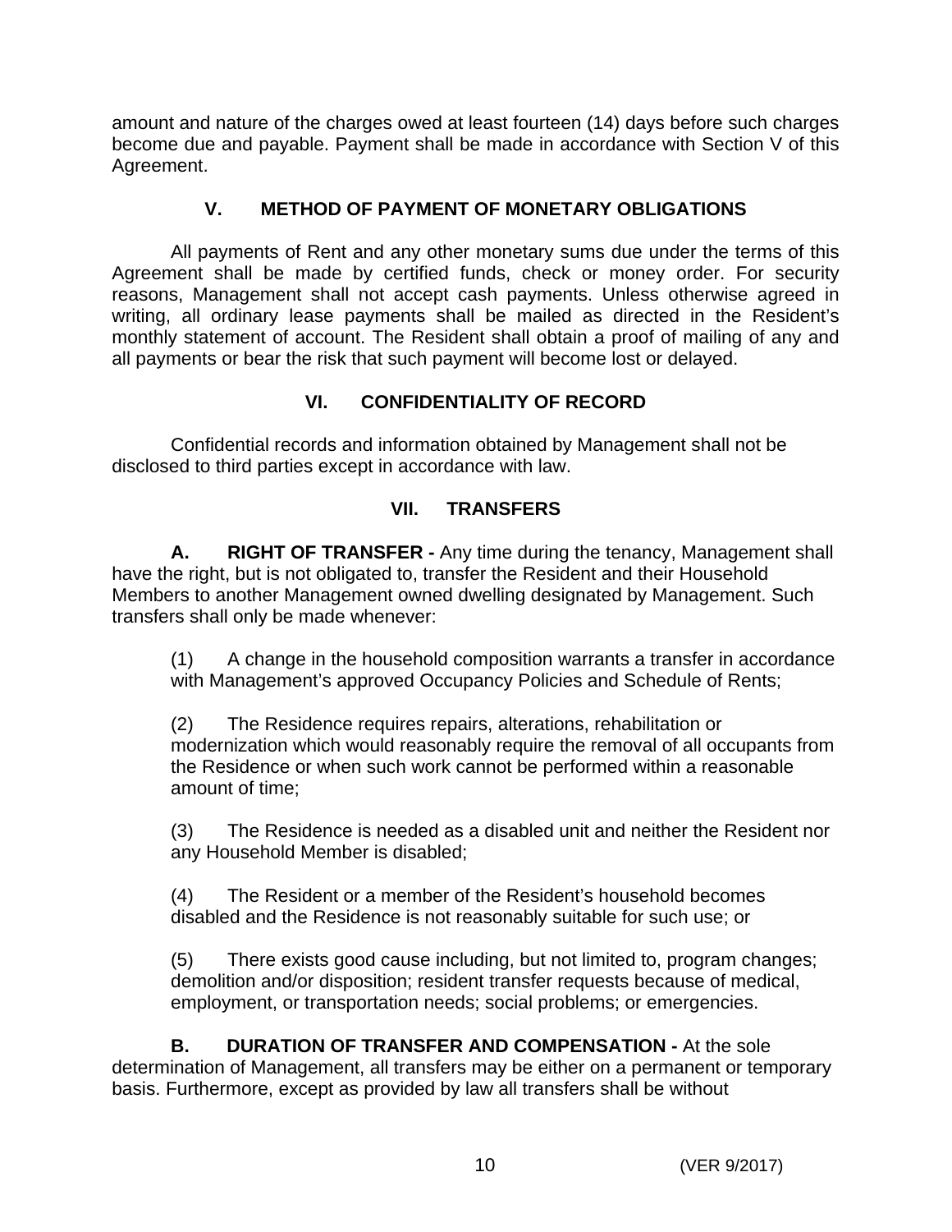amount and nature of the charges owed at least fourteen (14) days before such charges become due and payable. Payment shall be made in accordance with Section V of this Agreement.

## V. METHOD OF PAYMENT OF MONETARY OBLIGATIONS

All payments of Rent and any other monetary sums due under the terms of this Agreement shall be made by certified funds, check or money order. For security reasons, Management shall not accept cash payments. Unless otherwise agreed in writing, all ordinary lease payments shall be mailed as directed in the Resident's monthly statement of account. The Resident shall obtain a proof of mailing of any and all payments or bear the risk that such payment will become lost or delayed.

## VI. CONFIDENTIALITY OF RECORD

Confidential records and information obtained by Management shall not be disclosed to third parties except in accordance with law.

## VII. TRANSFERS

**A. RIGHT OF TRANSFER -** Any time during the tenancy, Management shall have the right, but is not obligated to, transfer the Resident and their Household Members to another Management owned dwelling designated by Management. Such transfers shall only be made whenever:

(1) A change in the household composition warrants a transfer in accordance with Management's approved Occupancy Policies and Schedule of Rents;

(2) The Residence requires repairs, alterations, rehabilitation or modernization which would reasonably require the removal of all occupants from the Residence or when such work cannot be performed within a reasonable amount of time;

(3) The Residence is needed as a disabled unit and neither the Resident nor any Household Member is disabled;

(4) The Resident or a member of the Resident's household becomes disabled and the Residence is not reasonably suitable for such use; or

(5) There exists good cause including, but not limited to, program changes; demolition and/or disposition; resident transfer requests because of medical, employment, or transportation needs; social problems; or emergencies.

**B. DURATION OF TRANSFER AND COMPENSATION -** At the sole determination of Management, all transfers may be either on a permanent or temporary basis. Furthermore, except as provided by law all transfers shall be without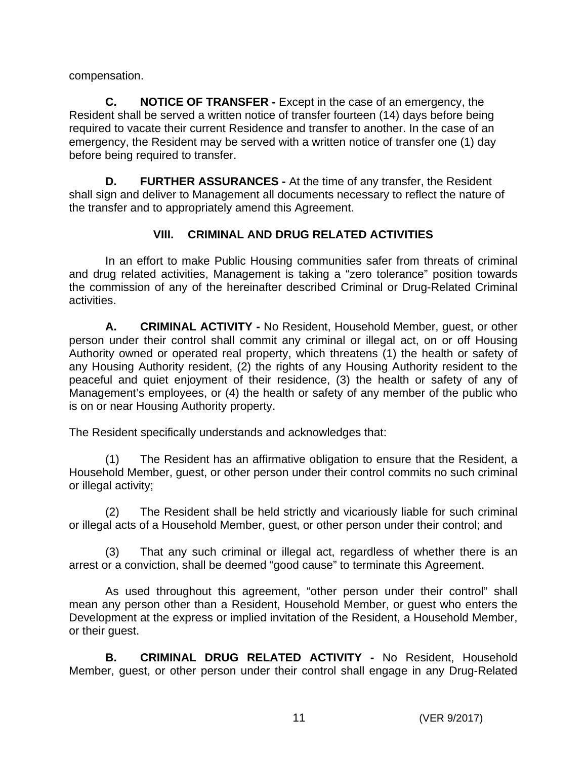compensation.

**C. NOTICE OF TRANSFER -** Except in the case of an emergency, the Resident shall be served a written notice of transfer fourteen (14) days before being required to vacate their current Residence and transfer to another. In the case of an emergency, the Resident may be served with a written notice of transfer one (1) day before being required to transfer.

**D. FURTHER ASSURANCES -** At the time of any transfer, the Resident shall sign and deliver to Management all documents necessary to reflect the nature of the transfer and to appropriately amend this Agreement.

## VIII. CRIMINAL AND DRUG RELATED ACTIVITIES

In an effort to make Public Housing communities safer from threats of criminal and drug related activities, Management is taking a "zero tolerance" position towards the commission of any of the hereinafter described Criminal or Drug-Related Criminal activities.

**A. CRIMINAL ACTIVITY -** No Resident, Household Member, guest, or other person under their control shall commit any criminal or illegal act, on or off Housing Authority owned or operated real property, which threatens (1) the health or safety of any Housing Authority resident, (2) the rights of any Housing Authority resident to the peaceful and quiet enjoyment of their residence, (3) the health or safety of any of Management's employees, or (4) the health or safety of any member of the public who is on or near Housing Authority property.

The Resident specifically understands and acknowledges that:

(1) The Resident has an affirmative obligation to ensure that the Resident, a Household Member, guest, or other person under their control commits no such criminal or illegal activity;

(2) The Resident shall be held strictly and vicariously liable for such criminal or illegal acts of a Household Member, guest, or other person under their control; and

(3) That any such criminal or illegal act, regardless of whether there is an arrest or a conviction, shall be deemed "good cause" to terminate this Agreement.

As used throughout this agreement, "other person under their control" shall mean any person other than a Resident, Household Member, or guest who enters the Development at the express or implied invitation of the Resident, a Household Member, or their guest.

**B. CRIMINAL DRUG RELATED ACTIVITY -** No Resident, Household Member, guest, or other person under their control shall engage in any Drug-Related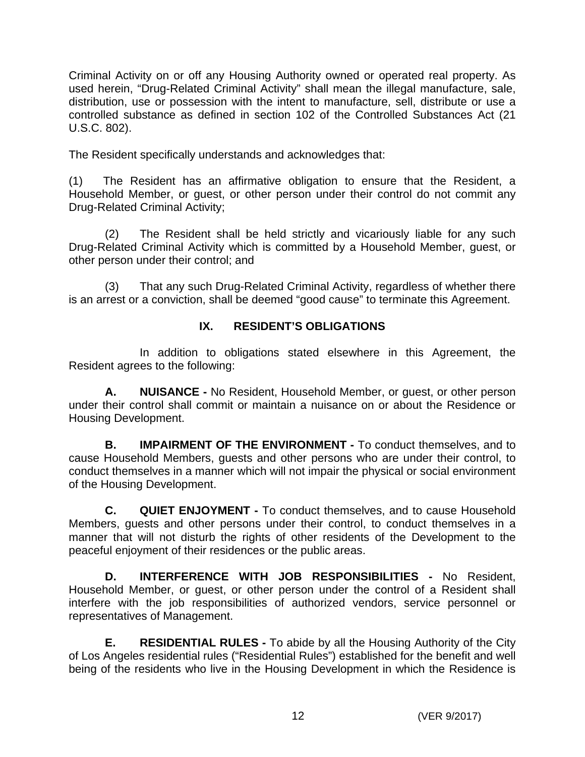Criminal Activity on or off any Housing Authority owned or operated real property. As used herein, "Drug-Related Criminal Activity" shall mean the illegal manufacture, sale, distribution, use or possession with the intent to manufacture, sell, distribute or use a controlled substance as defined in section 102 of the Controlled Substances Act (21 U.S.C. 802).

The Resident specifically understands and acknowledges that:

(1) The Resident has an affirmative obligation to ensure that the Resident, a Household Member, or guest, or other person under their control do not commit any Drug-Related Criminal Activity;

(2) The Resident shall be held strictly and vicariously liable for any such Drug-Related Criminal Activity which is committed by a Household Member, guest, or other person under their control; and

(3) That any such Drug-Related Criminal Activity, regardless of whether there is an arrest or a conviction, shall be deemed "good cause" to terminate this Agreement.

## IX. RESIDENT'S OBLIGATIONS

In addition to obligations stated elsewhere in this Agreement, the Resident agrees to the following:

**A. NUISANCE -** No Resident, Household Member, or guest, or other person under their control shall commit or maintain a nuisance on or about the Residence or Housing Development.

**B. IMPAIRMENT OF THE ENVIRONMENT -** To conduct themselves, and to cause Household Members, guests and other persons who are under their control, to conduct themselves in a manner which will not impair the physical or social environment of the Housing Development.

**C. QUIET ENJOYMENT -** To conduct themselves, and to cause Household Members, guests and other persons under their control, to conduct themselves in a manner that will not disturb the rights of other residents of the Development to the peaceful enjoyment of their residences or the public areas.

**D. INTERFERENCE WITH JOB RESPONSIBILITIES -** No Resident, Household Member, or guest, or other person under the control of a Resident shall interfere with the job responsibilities of authorized vendors, service personnel or representatives of Management.

**E. RESIDENTIAL RULES -** To abide by all the Housing Authority of the City of Los Angeles residential rules ("Residential Rules") established for the benefit and well being of the residents who live in the Housing Development in which the Residence is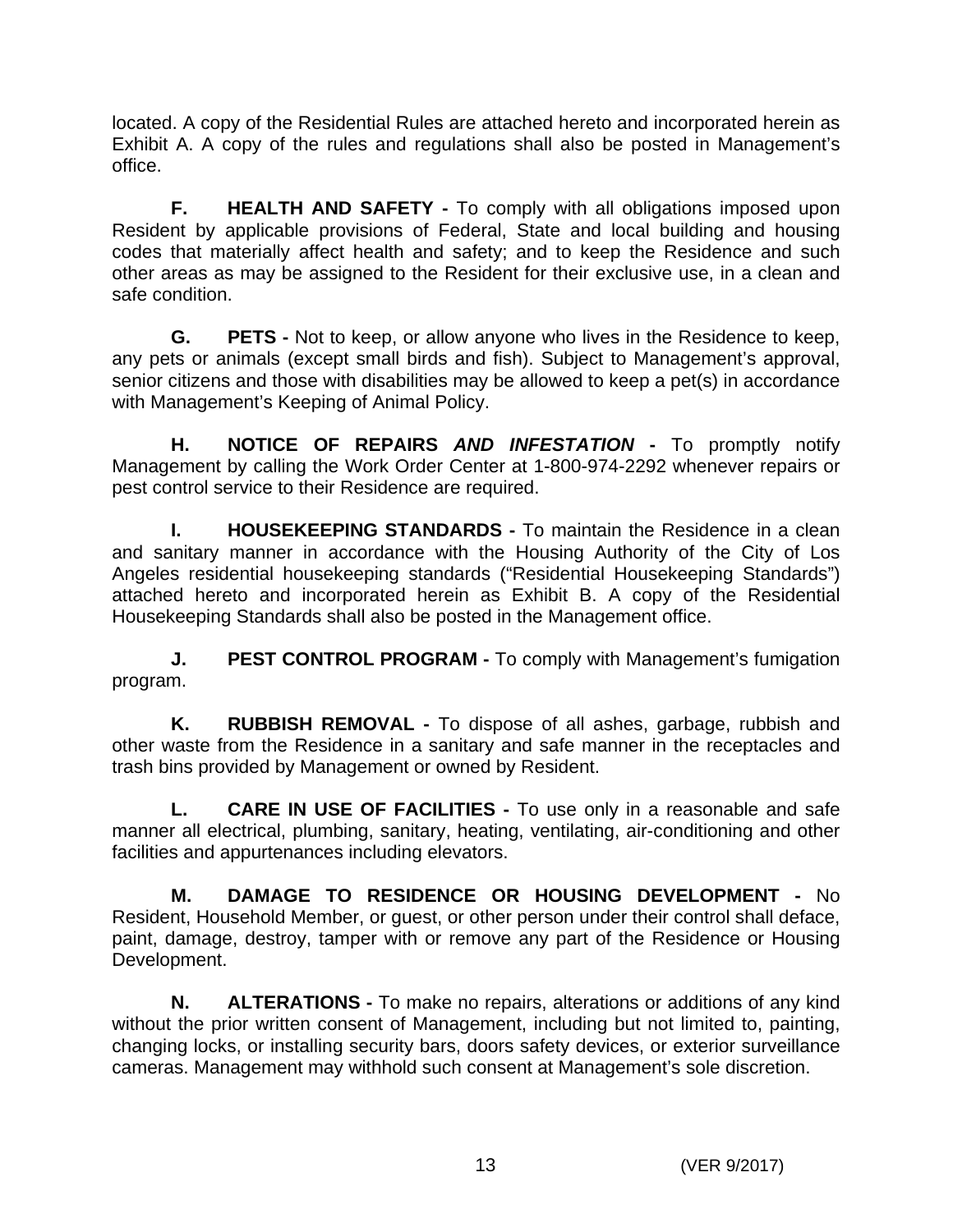located. A copy of the Residential Rules are attached hereto and incorporated herein as Exhibit A. A copy of the rules and regulations shall also be posted in Management's office.

**F. HEALTH AND SAFETY -** To comply with all obligations imposed upon Resident by applicable provisions of Federal, State and local building and housing codes that materially affect health and safety; and to keep the Residence and such other areas as may be assigned to the Resident for their exclusive use, in a clean and safe condition.

**G. PETS -** Not to keep, or allow anyone who lives in the Residence to keep, any pets or animals (except small birds and fish). Subject to Management's approval, senior citizens and those with disabilities may be allowed to keep a pet(s) in accordance with Management's Keeping of Animal Policy.

**H. NOTICE OF REPAIRS *AND INFESTATION* -** To promptly notify Management by calling the Work Order Center at 1-800-974-2292 whenever repairs or pest control service to their Residence are required.

**I. HOUSEKEEPING STANDARDS -** To maintain the Residence in a clean and sanitary manner in accordance with the Housing Authority of the City of Los Angeles residential housekeeping standards ("Residential Housekeeping Standards") attached hereto and incorporated herein as Exhibit B. A copy of the Residential Housekeeping Standards shall also be posted in the Management office.

**J. PEST CONTROL PROGRAM -** To comply with Management's fumigation program.

**K. RUBBISH REMOVAL -** To dispose of all ashes, garbage, rubbish and other waste from the Residence in a sanitary and safe manner in the receptacles and trash bins provided by Management or owned by Resident.

**L. CARE IN USE OF FACILITIES -** To use only in a reasonable and safe manner all electrical, plumbing, sanitary, heating, ventilating, air-conditioning and other facilities and appurtenances including elevators.

**M. DAMAGE TO RESIDENCE OR HOUSING DEVELOPMENT -** No Resident, Household Member, or guest, or other person under their control shall deface, paint, damage, destroy, tamper with or remove any part of the Residence or Housing Development.

**N. ALTERATIONS -** To make no repairs, alterations or additions of any kind without the prior written consent of Management, including but not limited to, painting, changing locks, or installing security bars, doors safety devices, or exterior surveillance cameras. Management may withhold such consent at Management's sole discretion.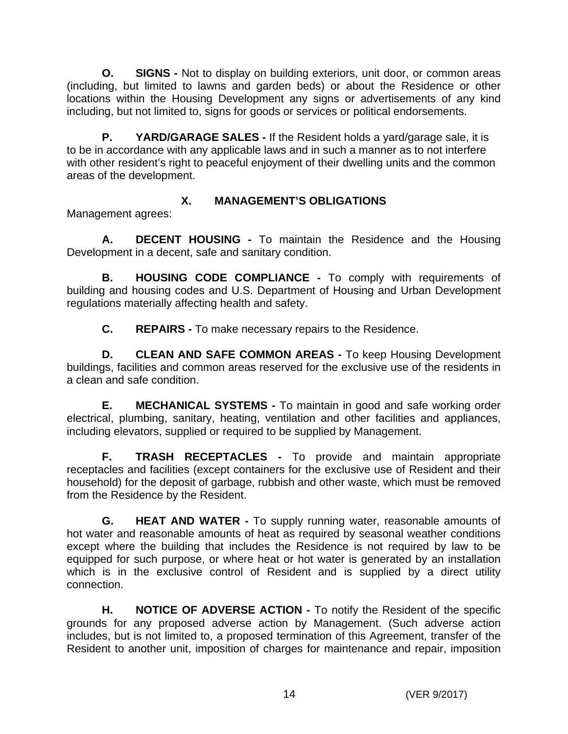**O. SIGNS -** Not to display on building exteriors, unit door, or common areas (including, but limited to lawns and garden beds) or about the Residence or other locations within the Housing Development any signs or advertisements of any kind including, but not limited to, signs for goods or services or political endorsements.

**P. YARD/GARAGE SALES -** If the Resident holds a yard/garage sale, it is to be in accordance with any applicable laws and in such a manner as to not interfere with other resident's right to peaceful enjoyment of their dwelling units and the common areas of the development.

## X. MANAGEMENT'S OBLIGATIONS

Management agrees:

**A. DECENT HOUSING -** To maintain the Residence and the Housing Development in a decent, safe and sanitary condition.

**B. HOUSING CODE COMPLIANCE -** To comply with requirements of building and housing codes and U.S. Department of Housing and Urban Development regulations materially affecting health and safety.

**C. REPAIRS -** To make necessary repairs to the Residence.

**D. CLEAN AND SAFE COMMON AREAS -** To keep Housing Development buildings, facilities and common areas reserved for the exclusive use of the residents in a clean and safe condition.

**E. MECHANICAL SYSTEMS -** To maintain in good and safe working order electrical, plumbing, sanitary, heating, ventilation and other facilities and appliances, including elevators, supplied or required to be supplied by Management.

**F. TRASH RECEPTACLES -** To provide and maintain appropriate receptacles and facilities (except containers for the exclusive use of Resident and their household) for the deposit of garbage, rubbish and other waste, which must be removed from the Residence by the Resident.

**G. HEAT AND WATER -** To supply running water, reasonable amounts of hot water and reasonable amounts of heat as required by seasonal weather conditions except where the building that includes the Residence is not required by law to be equipped for such purpose, or where heat or hot water is generated by an installation which is in the exclusive control of Resident and is supplied by a direct utility connection.

**H. NOTICE OF ADVERSE ACTION -** To notify the Resident of the specific grounds for any proposed adverse action by Management. (Such adverse action includes, but is not limited to, a proposed termination of this Agreement, transfer of the Resident to another unit, imposition of charges for maintenance and repair, imposition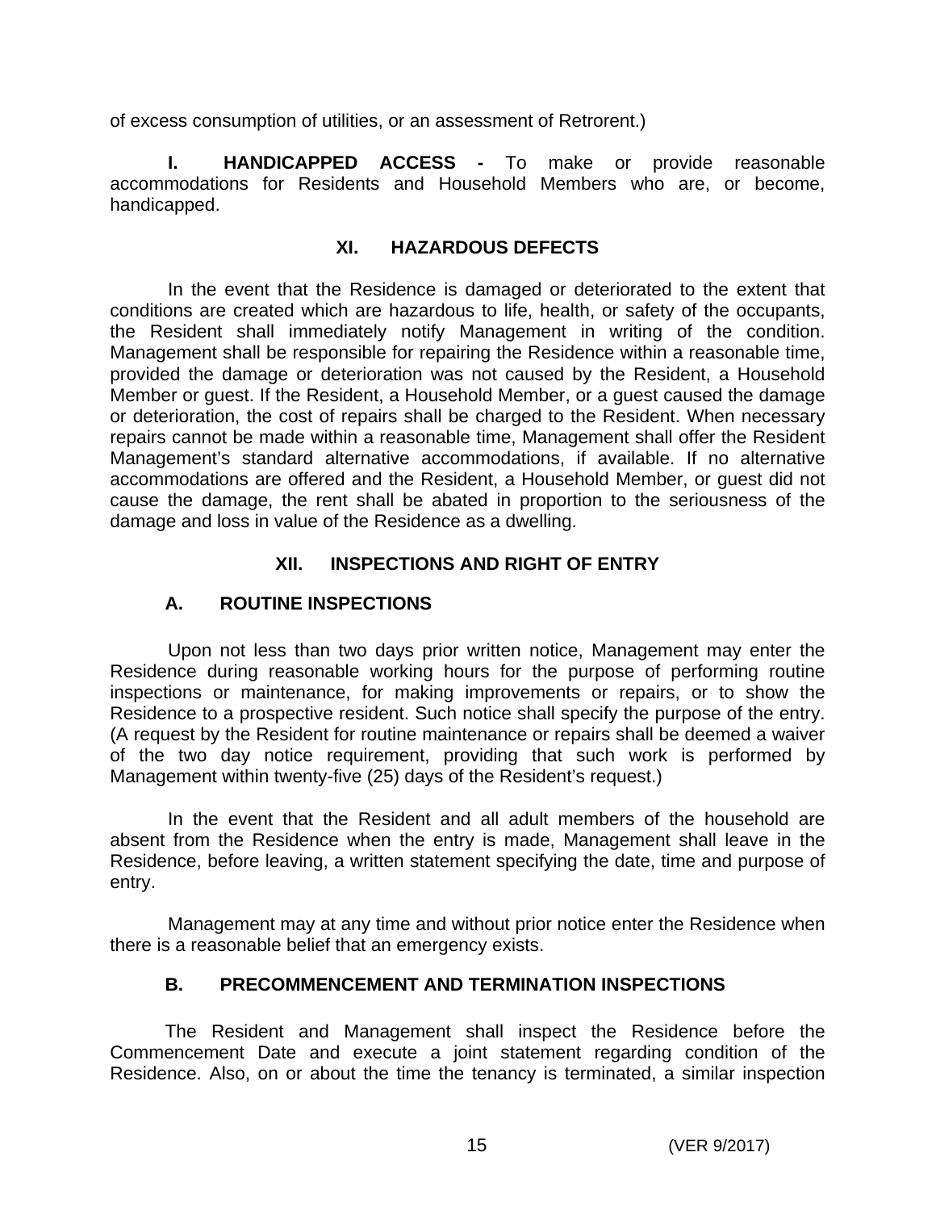of excess consumption of utilities, or an assessment of Retrorent.)

**I. HANDICAPPED ACCESS -** To make or provide reasonable accommodations for Residents and Household Members who are, or become, handicapped.

## XI. HAZARDOUS DEFECTS

In the event that the Residence is damaged or deteriorated to the extent that conditions are created which are hazardous to life, health, or safety of the occupants, the Resident shall immediately notify Management in writing of the condition. Management shall be responsible for repairing the Residence within a reasonable time, provided the damage or deterioration was not caused by the Resident, a Household Member or guest. If the Resident, a Household Member, or a guest caused the damage or deterioration, the cost of repairs shall be charged to the Resident. When necessary repairs cannot be made within a reasonable time, Management shall offer the Resident Management's standard alternative accommodations, if available. If no alternative accommodations are offered and the Resident, a Household Member, or guest did not cause the damage, the rent shall be abated in proportion to the seriousness of the damage and loss in value of the Residence as a dwelling.

## XII. INSPECTIONS AND RIGHT OF ENTRY

### A. ROUTINE INSPECTIONS

Upon not less than two days prior written notice, Management may enter the Residence during reasonable working hours for the purpose of performing routine inspections or maintenance, for making improvements or repairs, or to show the Residence to a prospective resident. Such notice shall specify the purpose of the entry. (A request by the Resident for routine maintenance or repairs shall be deemed a waiver of the two day notice requirement, providing that such work is performed by Management within twenty-five (25) days of the Resident's request.)

In the event that the Resident and all adult members of the household are absent from the Residence when the entry is made, Management shall leave in the Residence, before leaving, a written statement specifying the date, time and purpose of entry.

Management may at any time and without prior notice enter the Residence when there is a reasonable belief that an emergency exists.

### B. PRECOMMENCEMENT AND TERMINATION INSPECTIONS

The Resident and Management shall inspect the Residence before the Commencement Date and execute a joint statement regarding condition of the Residence. Also, on or about the time the tenancy is terminated, a similar inspection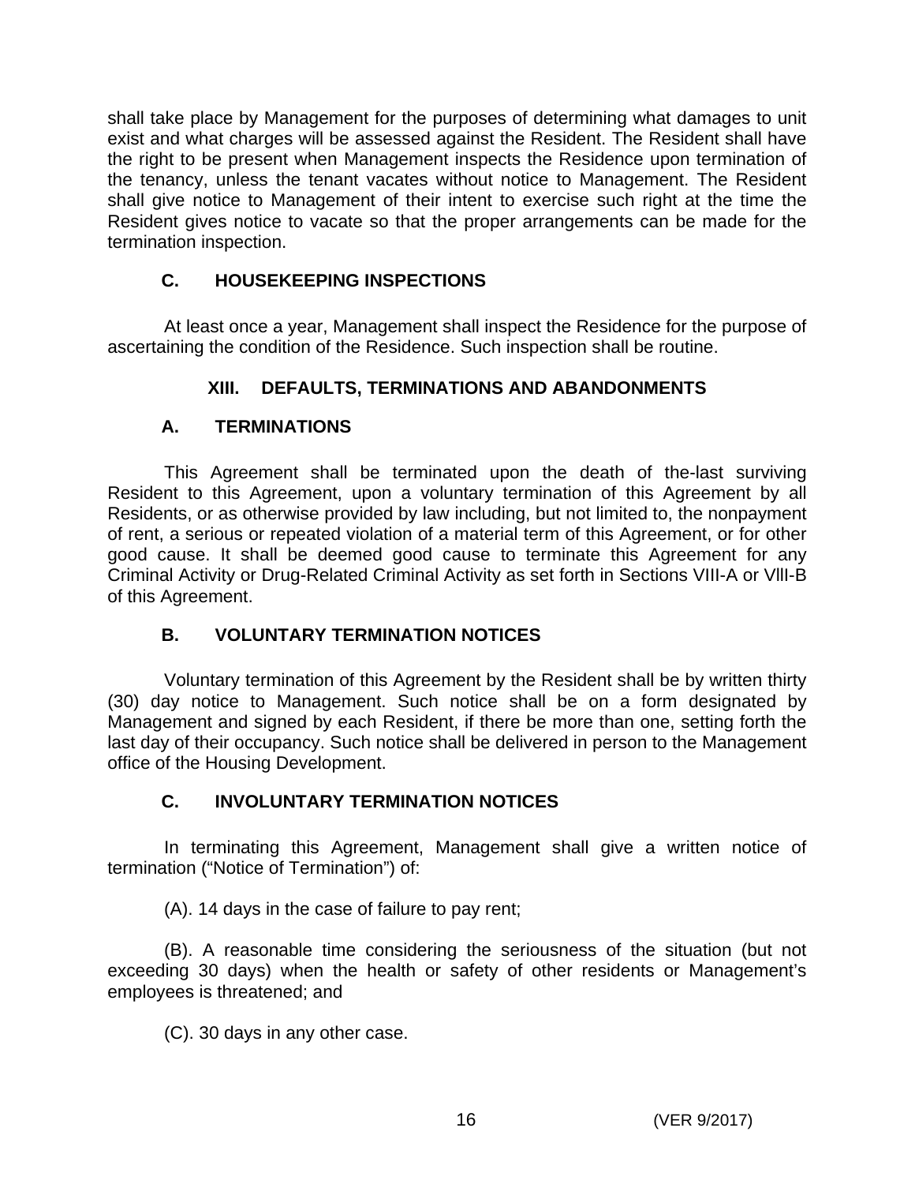shall take place by Management for the purposes of determining what damages to unit exist and what charges will be assessed against the Resident. The Resident shall have the right to be present when Management inspects the Residence upon termination of the tenancy, unless the tenant vacates without notice to Management. The Resident shall give notice to Management of their intent to exercise such right at the time the Resident gives notice to vacate so that the proper arrangements can be made for the termination inspection.

### C. HOUSEKEEPING INSPECTIONS

At least once a year, Management shall inspect the Residence for the purpose of ascertaining the condition of the Residence. Such inspection shall be routine.

## XIII. DEFAULTS, TERMINATIONS AND ABANDONMENTS

### A. TERMINATIONS

This Agreement shall be terminated upon the death of the-last surviving Resident to this Agreement, upon a voluntary termination of this Agreement by all Residents, or as otherwise provided by law including, but not limited to, the nonpayment of rent, a serious or repeated violation of a material term of this Agreement, or for other good cause. It shall be deemed good cause to terminate this Agreement for any Criminal Activity or Drug-Related Criminal Activity as set forth in Sections VIII-A or VllI-B of this Agreement.

### B. VOLUNTARY TERMINATION NOTICES

Voluntary termination of this Agreement by the Resident shall be by written thirty (30) day notice to Management. Such notice shall be on a form designated by Management and signed by each Resident, if there be more than one, setting forth the last day of their occupancy. Such notice shall be delivered in person to the Management office of the Housing Development.

### C. INVOLUNTARY TERMINATION NOTICES

In terminating this Agreement, Management shall give a written notice of termination ("Notice of Termination") of:

(A). 14 days in the case of failure to pay rent;

(B). A reasonable time considering the seriousness of the situation (but not exceeding 30 days) when the health or safety of other residents or Management's employees is threatened; and

(C). 30 days in any other case.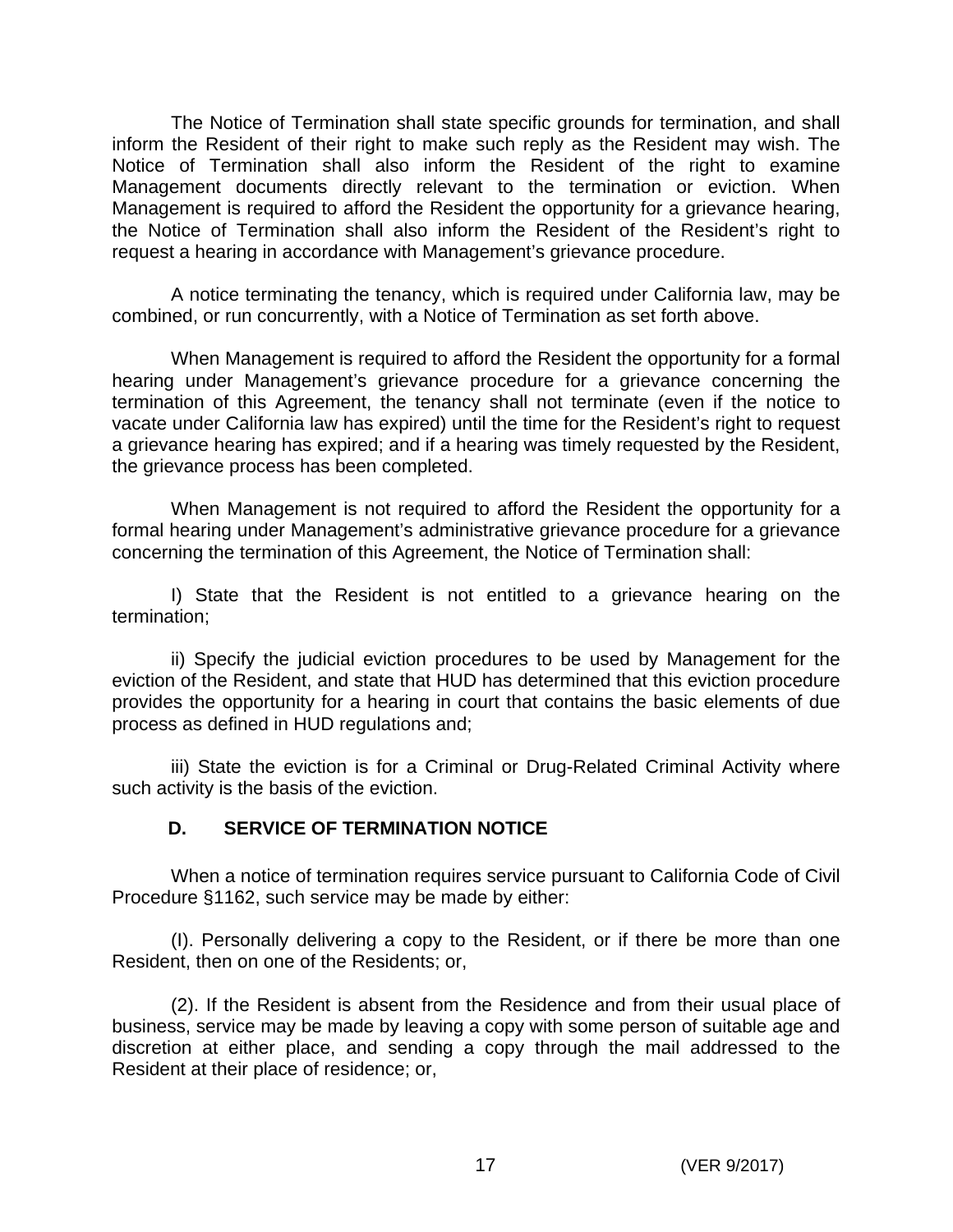The Notice of Termination shall state specific grounds for termination, and shall inform the Resident of their right to make such reply as the Resident may wish. The Notice of Termination shall also inform the Resident of the right to examine Management documents directly relevant to the termination or eviction. When Management is required to afford the Resident the opportunity for a grievance hearing, the Notice of Termination shall also inform the Resident of the Resident's right to request a hearing in accordance with Management's grievance procedure.

A notice terminating the tenancy, which is required under California law, may be combined, or run concurrently, with a Notice of Termination as set forth above.

When Management is required to afford the Resident the opportunity for a formal hearing under Management's grievance procedure for a grievance concerning the termination of this Agreement, the tenancy shall not terminate (even if the notice to vacate under California law has expired) until the time for the Resident's right to request a grievance hearing has expired; and if a hearing was timely requested by the Resident, the grievance process has been completed.

When Management is not required to afford the Resident the opportunity for a formal hearing under Management's administrative grievance procedure for a grievance concerning the termination of this Agreement, the Notice of Termination shall:

I) State that the Resident is not entitled to a grievance hearing on the termination;

ii) Specify the judicial eviction procedures to be used by Management for the eviction of the Resident, and state that HUD has determined that this eviction procedure provides the opportunity for a hearing in court that contains the basic elements of due process as defined in HUD regulations and;

iii) State the eviction is for a Criminal or Drug-Related Criminal Activity where such activity is the basis of the eviction.

### D. SERVICE OF TERMINATION NOTICE

When a notice of termination requires service pursuant to California Code of Civil Procedure §1162, such service may be made by either:

(I). Personally delivering a copy to the Resident, or if there be more than one Resident, then on one of the Residents; or,

(2). If the Resident is absent from the Residence and from their usual place of business, service may be made by leaving a copy with some person of suitable age and discretion at either place, and sending a copy through the mail addressed to the Resident at their place of residence; or,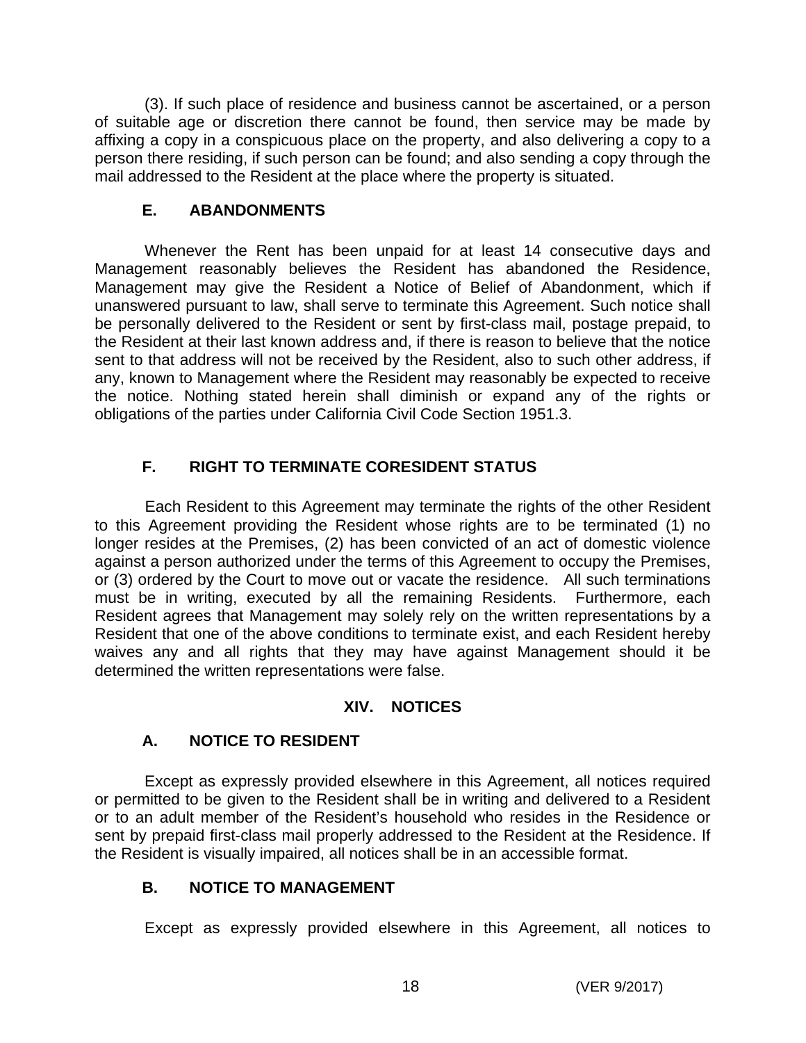(3). If such place of residence and business cannot be ascertained, or a person of suitable age or discretion there cannot be found, then service may be made by affixing a copy in a conspicuous place on the property, and also delivering a copy to a person there residing, if such person can be found; and also sending a copy through the mail addressed to the Resident at the place where the property is situated.

### E. ABANDONMENTS

Whenever the Rent has been unpaid for at least 14 consecutive days and Management reasonably believes the Resident has abandoned the Residence, Management may give the Resident a Notice of Belief of Abandonment, which if unanswered pursuant to law, shall serve to terminate this Agreement. Such notice shall be personally delivered to the Resident or sent by first-class mail, postage prepaid, to the Resident at their last known address and, if there is reason to believe that the notice sent to that address will not be received by the Resident, also to such other address, if any, known to Management where the Resident may reasonably be expected to receive the notice. Nothing stated herein shall diminish or expand any of the rights or obligations of the parties under California Civil Code Section 1951.3.

### F. RIGHT TO TERMINATE CORESIDENT STATUS

Each Resident to this Agreement may terminate the rights of the other Resident to this Agreement providing the Resident whose rights are to be terminated (1) no longer resides at the Premises, (2) has been convicted of an act of domestic violence against a person authorized under the terms of this Agreement to occupy the Premises, or (3) ordered by the Court to move out or vacate the residence. All such terminations must be in writing, executed by all the remaining Residents. Furthermore, each Resident agrees that Management may solely rely on the written representations by a Resident that one of the above conditions to terminate exist, and each Resident hereby waives any and all rights that they may have against Management should it be determined the written representations were false.

## XIV. NOTICES

### A. NOTICE TO RESIDENT

Except as expressly provided elsewhere in this Agreement, all notices required or permitted to be given to the Resident shall be in writing and delivered to a Resident or to an adult member of the Resident's household who resides in the Residence or sent by prepaid first-class mail properly addressed to the Resident at the Residence. If the Resident is visually impaired, all notices shall be in an accessible format.

### B. NOTICE TO MANAGEMENT

Except as expressly provided elsewhere in this Agreement, all notices to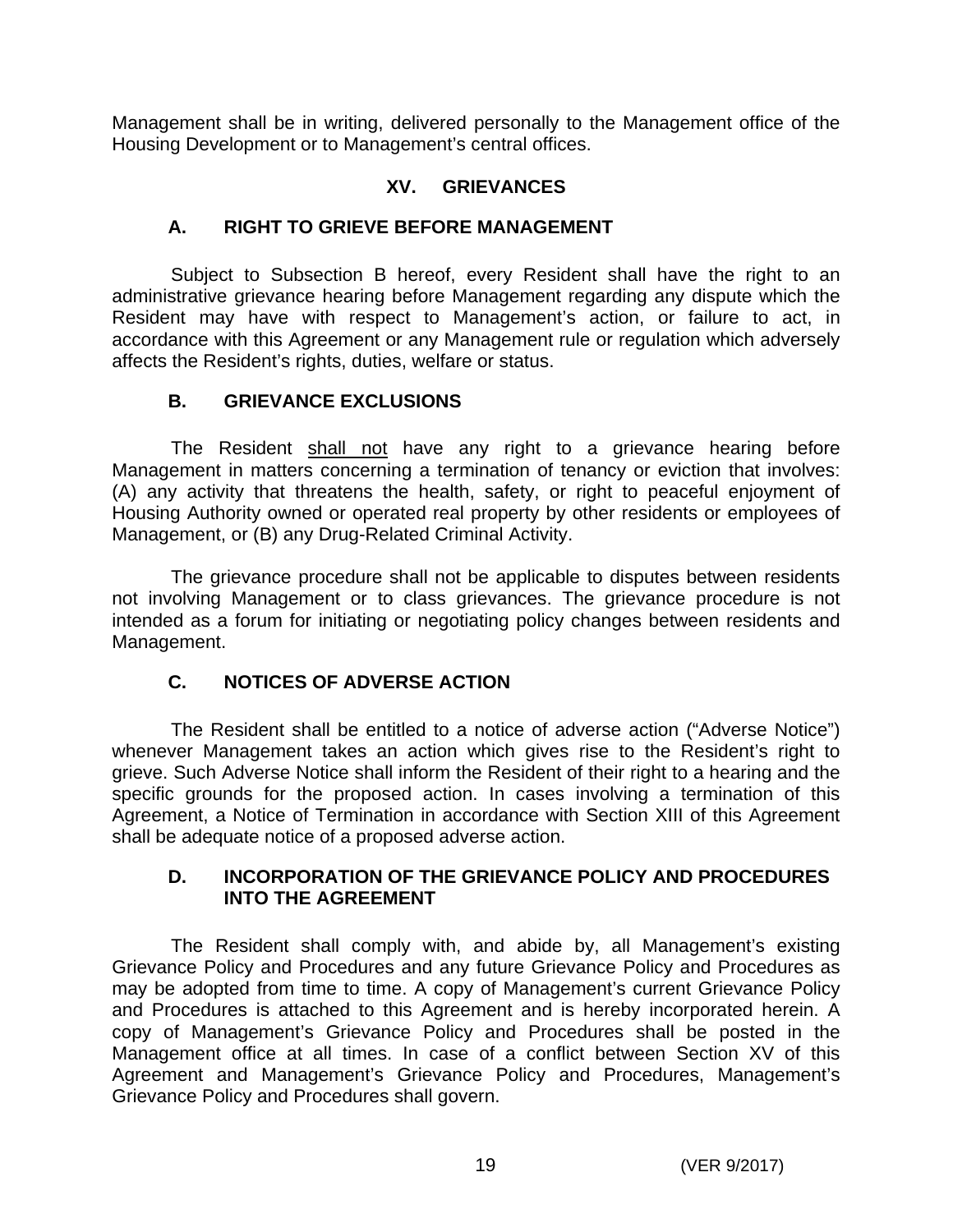Management shall be in writing, delivered personally to the Management office of the Housing Development or to Management's central offices.

## XV. GRIEVANCES

### A. RIGHT TO GRIEVE BEFORE MANAGEMENT

Subject to Subsection B hereof, every Resident shall have the right to an administrative grievance hearing before Management regarding any dispute which the Resident may have with respect to Management's action, or failure to act, in accordance with this Agreement or any Management rule or regulation which adversely affects the Resident's rights, duties, welfare or status.

### B. GRIEVANCE EXCLUSIONS

The Resident <u>shall not</u> have any right to a grievance hearing before Management in matters concerning a termination of tenancy or eviction that involves: (A) any activity that threatens the health, safety, or right to peaceful enjoyment of Housing Authority owned or operated real property by other residents or employees of Management, or (B) any Drug-Related Criminal Activity.

The grievance procedure shall not be applicable to disputes between residents not involving Management or to class grievances. The grievance procedure is not intended as a forum for initiating or negotiating policy changes between residents and Management.

### C. NOTICES OF ADVERSE ACTION

The Resident shall be entitled to a notice of adverse action ("Adverse Notice") whenever Management takes an action which gives rise to the Resident's right to grieve. Such Adverse Notice shall inform the Resident of their right to a hearing and the specific grounds for the proposed action. In cases involving a termination of this Agreement, a Notice of Termination in accordance with Section XIII of this Agreement shall be adequate notice of a proposed adverse action.

### D. INCORPORATION OF THE GRIEVANCE POLICY AND PROCEDURES INTO THE AGREEMENT

The Resident shall comply with, and abide by, all Management's existing Grievance Policy and Procedures and any future Grievance Policy and Procedures as may be adopted from time to time. A copy of Management's current Grievance Policy and Procedures is attached to this Agreement and is hereby incorporated herein. A copy of Management's Grievance Policy and Procedures shall be posted in the Management office at all times. In case of a conflict between Section XV of this Agreement and Management's Grievance Policy and Procedures, Management's Grievance Policy and Procedures shall govern.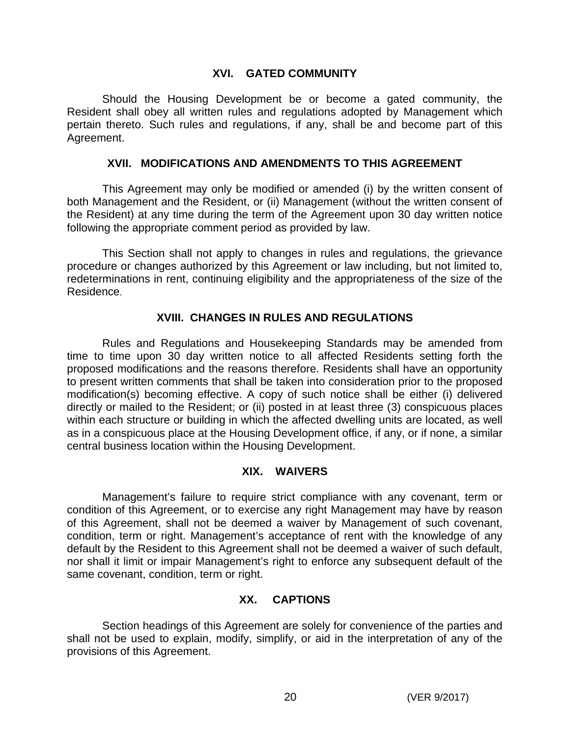## XVI. GATED COMMUNITY

Should the Housing Development be or become a gated community, the Resident shall obey all written rules and regulations adopted by Management which pertain thereto. Such rules and regulations, if any, shall be and become part of this Agreement.

## XVII. MODIFICATIONS AND AMENDMENTS TO THIS AGREEMENT

This Agreement may only be modified or amended (i) by the written consent of both Management and the Resident, or (ii) Management (without the written consent of the Resident) at any time during the term of the Agreement upon 30 day written notice following the appropriate comment period as provided by law.

This Section shall not apply to changes in rules and regulations, the grievance procedure or changes authorized by this Agreement or law including, but not limited to, redeterminations in rent, continuing eligibility and the appropriateness of the size of the Residence.

## XVIII. CHANGES IN RULES AND REGULATIONS

Rules and Regulations and Housekeeping Standards may be amended from time to time upon 30 day written notice to all affected Residents setting forth the proposed modifications and the reasons therefore. Residents shall have an opportunity to present written comments that shall be taken into consideration prior to the proposed modification(s) becoming effective. A copy of such notice shall be either (i) delivered directly or mailed to the Resident; or (ii) posted in at least three (3) conspicuous places within each structure or building in which the affected dwelling units are located, as well as in a conspicuous place at the Housing Development office, if any, or if none, a similar central business location within the Housing Development.

## XIX. WAIVERS

Management's failure to require strict compliance with any covenant, term or condition of this Agreement, or to exercise any right Management may have by reason of this Agreement, shall not be deemed a waiver by Management of such covenant, condition, term or right. Management's acceptance of rent with the knowledge of any default by the Resident to this Agreement shall not be deemed a waiver of such default, nor shall it limit or impair Management's right to enforce any subsequent default of the same covenant, condition, term or right.

## XX. CAPTIONS

Section headings of this Agreement are solely for convenience of the parties and shall not be used to explain, modify, simplify, or aid in the interpretation of any of the provisions of this Agreement.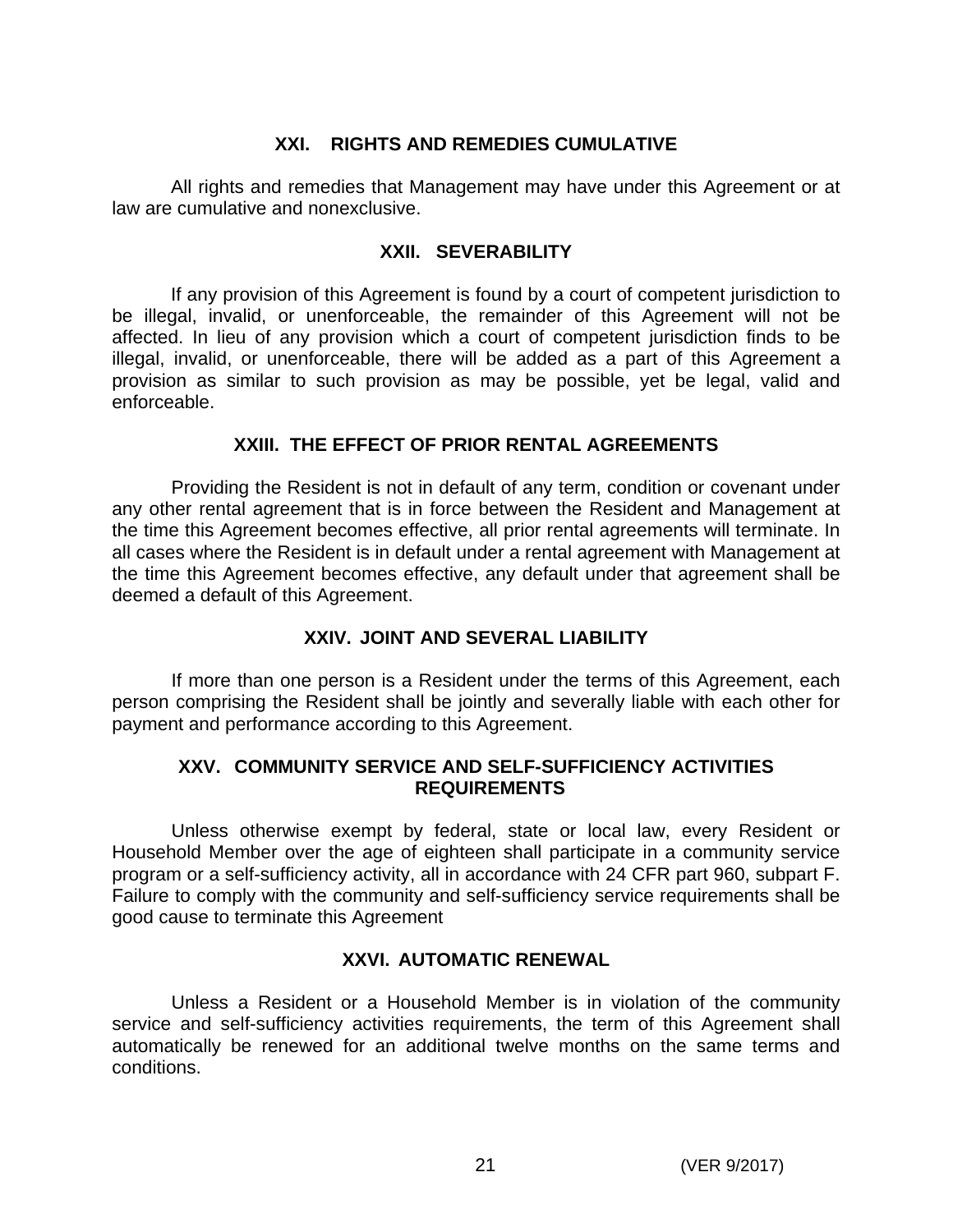## XXI. RIGHTS AND REMEDIES CUMULATIVE

All rights and remedies that Management may have under this Agreement or at law are cumulative and nonexclusive.

## XXII. SEVERABILITY

If any provision of this Agreement is found by a court of competent jurisdiction to be illegal, invalid, or unenforceable, the remainder of this Agreement will not be affected. In lieu of any provision which a court of competent jurisdiction finds to be illegal, invalid, or unenforceable, there will be added as a part of this Agreement a provision as similar to such provision as may be possible, yet be legal, valid and enforceable.

## XXIII. THE EFFECT OF PRIOR RENTAL AGREEMENTS

Providing the Resident is not in default of any term, condition or covenant under any other rental agreement that is in force between the Resident and Management at the time this Agreement becomes effective, all prior rental agreements will terminate. In all cases where the Resident is in default under a rental agreement with Management at the time this Agreement becomes effective, any default under that agreement shall be deemed a default of this Agreement.

## XXIV. JOINT AND SEVERAL LIABILITY

If more than one person is a Resident under the terms of this Agreement, each person comprising the Resident shall be jointly and severally liable with each other for payment and performance according to this Agreement.

## XXV. COMMUNITY SERVICE AND SELF-SUFFICIENCY ACTIVITIES REQUIREMENTS

Unless otherwise exempt by federal, state or local law, every Resident or Household Member over the age of eighteen shall participate in a community service program or a self-sufficiency activity, all in accordance with 24 CFR part 960, subpart F. Failure to comply with the community and self-sufficiency service requirements shall be good cause to terminate this Agreement

## XXVI. AUTOMATIC RENEWAL

Unless a Resident or a Household Member is in violation of the community service and self-sufficiency activities requirements, the term of this Agreement shall automatically be renewed for an additional twelve months on the same terms and conditions.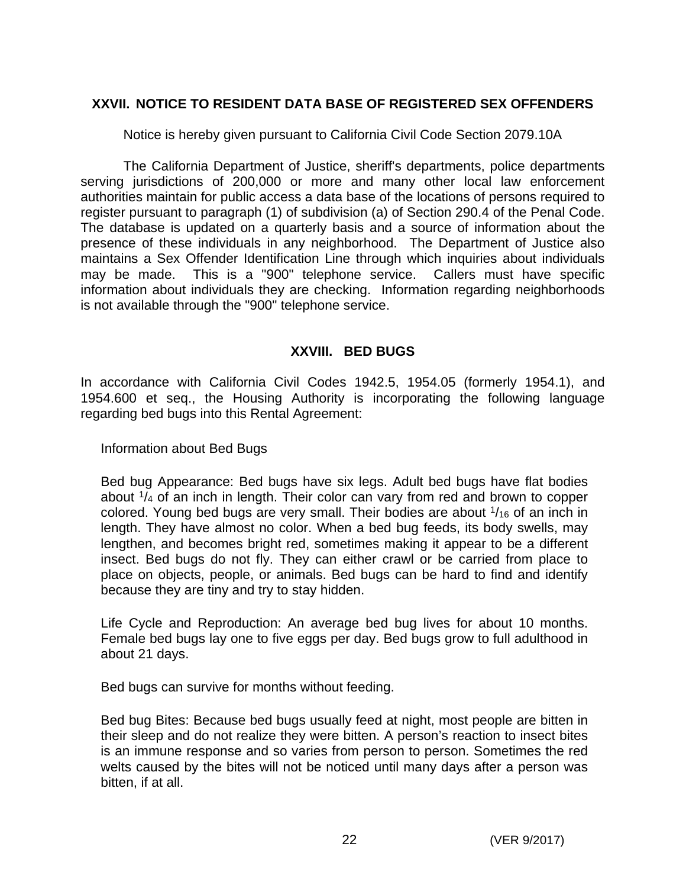## XXVII. NOTICE TO RESIDENT DATA BASE OF REGISTERED SEX OFFENDERS

Notice is hereby given pursuant to California Civil Code Section 2079.10A

The California Department of Justice, sheriff's departments, police departments serving jurisdictions of 200,000 or more and many other local law enforcement authorities maintain for public access a data base of the locations of persons required to register pursuant to paragraph (1) of subdivision (a) of Section 290.4 of the Penal Code. The database is updated on a quarterly basis and a source of information about the presence of these individuals in any neighborhood. The Department of Justice also maintains a Sex Offender Identification Line through which inquiries about individuals may be made. This is a "900" telephone service. Callers must have specific information about individuals they are checking. Information regarding neighborhoods is not available through the "900" telephone service.

## XXVIII. BED BUGS

In accordance with California Civil Codes 1942.5, 1954.05 (formerly 1954.1), and 1954.600 et seq., the Housing Authority is incorporating the following language regarding bed bugs into this Rental Agreement:

Information about Bed Bugs

Bed bug Appearance: Bed bugs have six legs. Adult bed bugs have flat bodies about $^{1}/_{4}$ of an inch in length. Their color can vary from red and brown to copper colored. Young bed bugs are very small. Their bodies are about $^{1}/_{16}$ of an inch in length. They have almost no color. When a bed bug feeds, its body swells, may lengthen, and becomes bright red, sometimes making it appear to be a different insect. Bed bugs do not fly. They can either crawl or be carried from place to place on objects, people, or animals. Bed bugs can be hard to find and identify because they are tiny and try to stay hidden.

Life Cycle and Reproduction: An average bed bug lives for about 10 months. Female bed bugs lay one to five eggs per day. Bed bugs grow to full adulthood in about 21 days.

Bed bugs can survive for months without feeding.

Bed bug Bites: Because bed bugs usually feed at night, most people are bitten in their sleep and do not realize they were bitten. A person's reaction to insect bites is an immune response and so varies from person to person. Sometimes the red welts caused by the bites will not be noticed until many days after a person was bitten, if at all.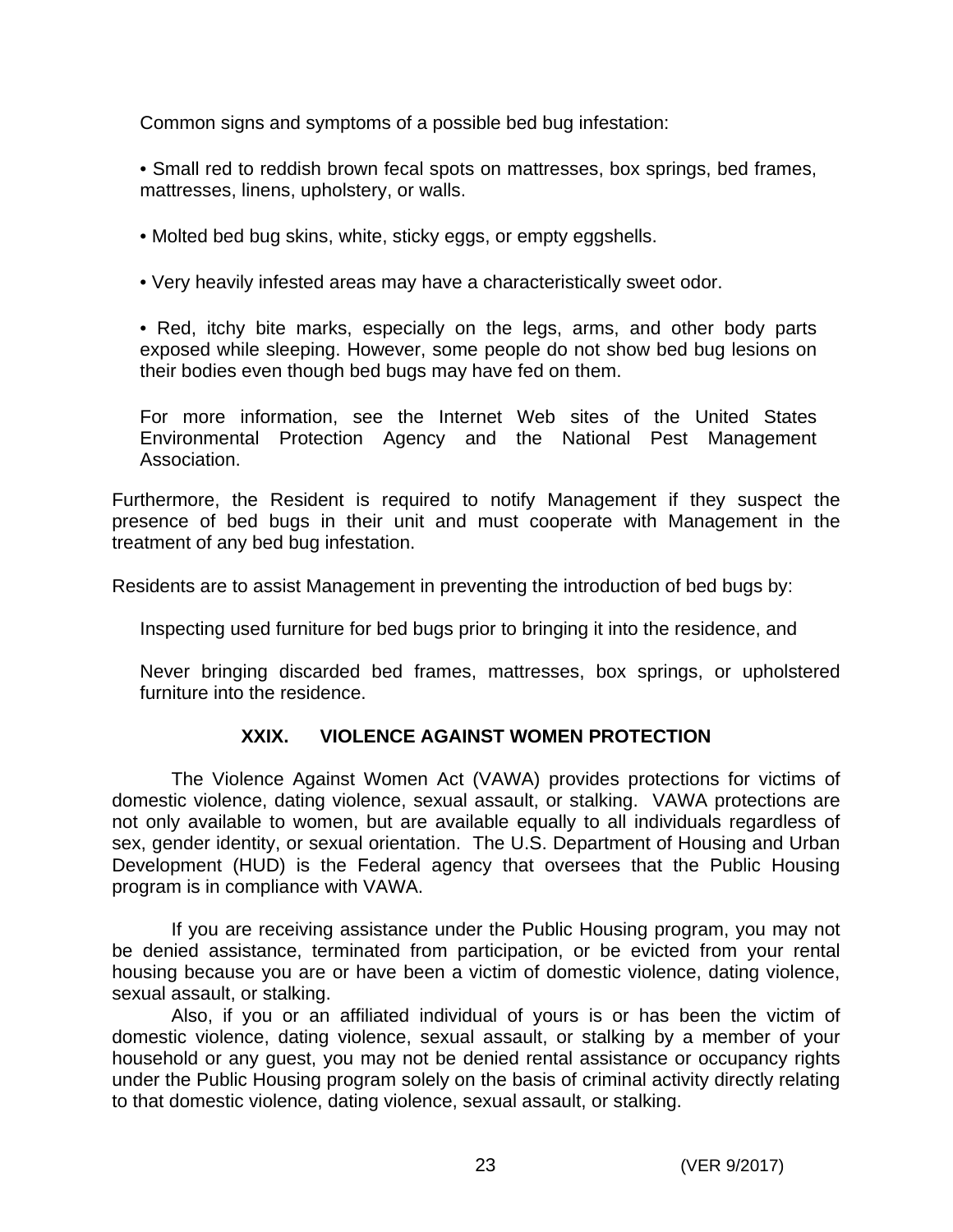Common signs and symptoms of a possible bed bug infestation:

• Small red to reddish brown fecal spots on mattresses, box springs, bed frames, mattresses, linens, upholstery, or walls.

• Molted bed bug skins, white, sticky eggs, or empty eggshells.

• Very heavily infested areas may have a characteristically sweet odor.

• Red, itchy bite marks, especially on the legs, arms, and other body parts exposed while sleeping. However, some people do not show bed bug lesions on their bodies even though bed bugs may have fed on them.

For more information, see the Internet Web sites of the United States Environmental Protection Agency and the National Pest Management Association.

Furthermore, the Resident is required to notify Management if they suspect the presence of bed bugs in their unit and must cooperate with Management in the treatment of any bed bug infestation.

Residents are to assist Management in preventing the introduction of bed bugs by:

Inspecting used furniture for bed bugs prior to bringing it into the residence, and

Never bringing discarded bed frames, mattresses, box springs, or upholstered furniture into the residence.

## XXIX. VIOLENCE AGAINST WOMEN PROTECTION

The Violence Against Women Act (VAWA) provides protections for victims of domestic violence, dating violence, sexual assault, or stalking. VAWA protections are not only available to women, but are available equally to all individuals regardless of sex, gender identity, or sexual orientation. The U.S. Department of Housing and Urban Development (HUD) is the Federal agency that oversees that the Public Housing program is in compliance with VAWA.

If you are receiving assistance under the Public Housing program, you may not be denied assistance, terminated from participation, or be evicted from your rental housing because you are or have been a victim of domestic violence, dating violence, sexual assault, or stalking.

Also, if you or an affiliated individual of yours is or has been the victim of domestic violence, dating violence, sexual assault, or stalking by a member of your household or any guest, you may not be denied rental assistance or occupancy rights under the Public Housing program solely on the basis of criminal activity directly relating to that domestic violence, dating violence, sexual assault, or stalking.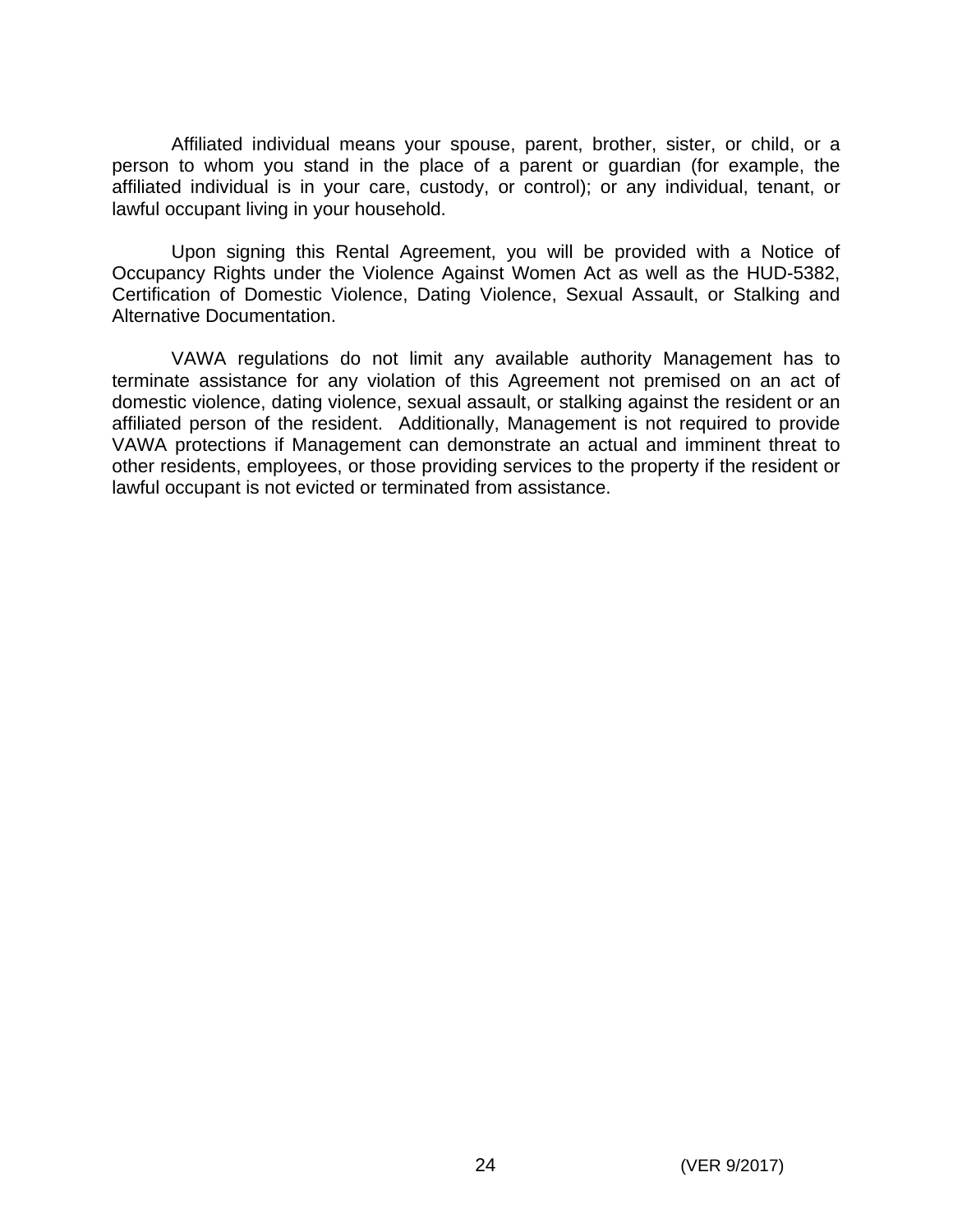Affiliated individual means your spouse, parent, brother, sister, or child, or a person to whom you stand in the place of a parent or guardian (for example, the affiliated individual is in your care, custody, or control); or any individual, tenant, or lawful occupant living in your household.

Upon signing this Rental Agreement, you will be provided with a Notice of Occupancy Rights under the Violence Against Women Act as well as the HUD-5382, Certification of Domestic Violence, Dating Violence, Sexual Assault, or Stalking and Alternative Documentation.

VAWA regulations do not limit any available authority Management has to terminate assistance for any violation of this Agreement not premised on an act of domestic violence, dating violence, sexual assault, or stalking against the resident or an affiliated person of the resident. Additionally, Management is not required to provide VAWA protections if Management can demonstrate an actual and imminent threat to other residents, employees, or those providing services to the property if the resident or lawful occupant is not evicted or terminated from assistance.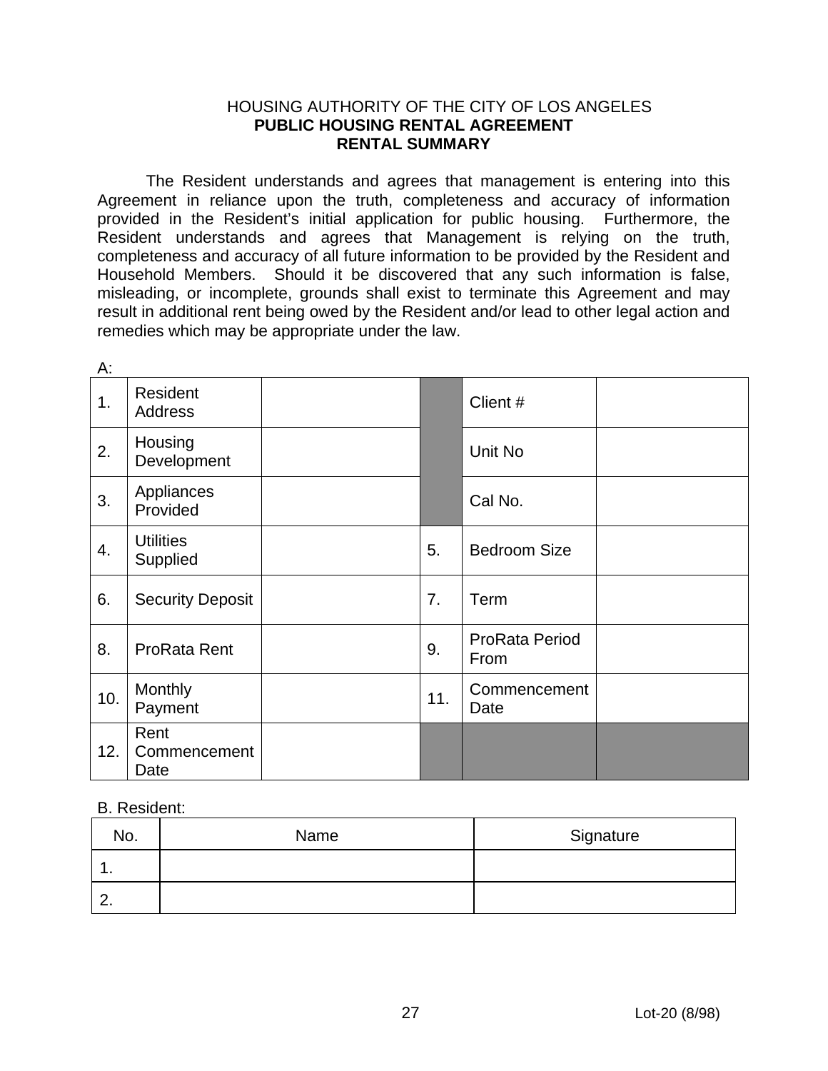HOUSING AUTHORITY OF THE CITY OF LOS ANGELES

**PUBLIC HOUSING RENTAL AGREEMENT**

**RENTAL SUMMARY**

The Resident understands and agrees that management is entering into this Agreement in reliance upon the truth, completeness and accuracy of information provided in the Resident's initial application for public housing. Furthermore, the Resident understands and agrees that Management is relying on the truth, completeness and accuracy of all future information to be provided by the Resident and Household Members. Should it be discovered that any such information is false, misleading, or incomplete, grounds shall exist to terminate this Agreement and may result in additional rent being owed by the Resident and/or lead to other legal action and remedies which may be appropriate under the law.

A:

| | | | | | |
|---|---|---|---|---|---|
| 1. | Resident Address | | | Client # | |
| 2. | Housing Development | | | Unit No | |
| 3. | Appliances Provided | | | Cal No. | |
| 4. | Utilities Supplied | | 5. | Bedroom Size | |
| 6. | Security Deposit | | 7. | Term | |
| 8. | ProRata Rent | | 9. | ProRata Period From | |
| 10. | Monthly Payment | | 11. | Commencement Date | |
| 12. | Rent Commencement Date | | | | |

B. Resident:

| No. | Name | Signature |
|---|---|---|
| 1. | | |
| 2. | | |

Lot-20 (8/98)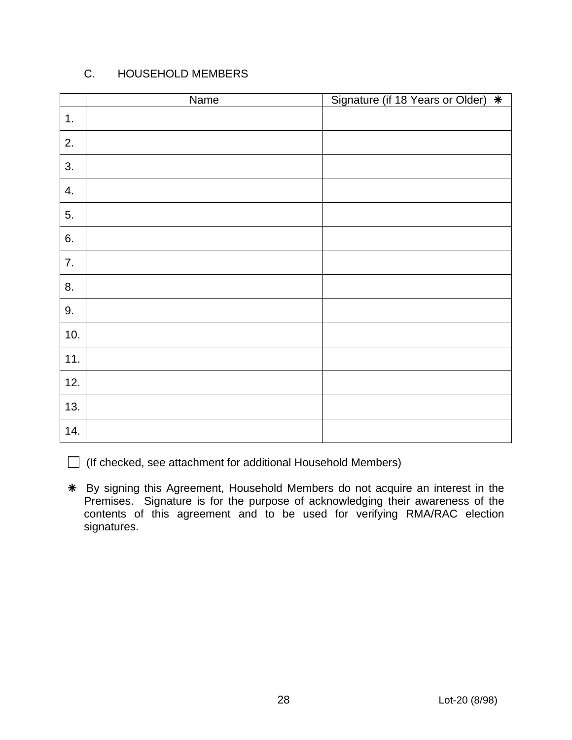## C. HOUSEHOLD MEMBERS

| | Name | Signature (if 18 Years or Older) ✳ |
|---|---|---|
| 1. | | |
| 2. | | |
| 3. | | |
| 4. | | |
| 5. | | |
| 6. | | |
| 7. | | |
| 8. | | |
| 9. | | |
| 10. | | |
| 11. | | |
| 12. | | |
| 13. | | |
| 14. | | |

☐ (If checked, see attachment for additional Household Members)

✳ By signing this Agreement, Household Members do not acquire an interest in the Premises. Signature is for the purpose of acknowledging their awareness of the contents of this agreement and to be used for verifying RMA/RAC election signatures.

Lot-20 (8/98)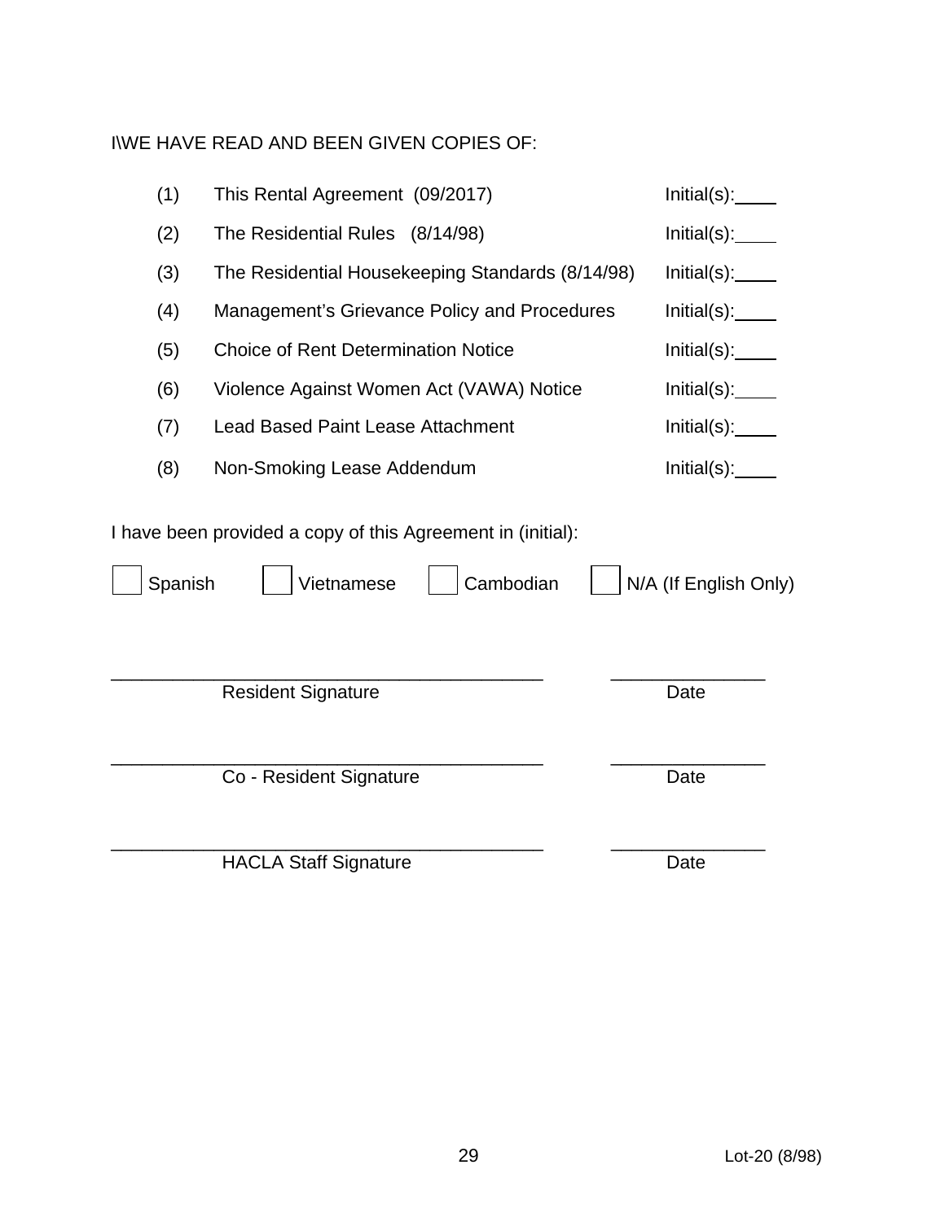I\WE HAVE READ AND BEEN GIVEN COPIES OF:

| | | |
|---|---|---|
| (1) | This Rental Agreement (09/2017) | Initial(s):____ |
| (2) | The Residential Rules (8/14/98) | Initial(s):____ |
| (3) | The Residential Housekeeping Standards (8/14/98) | Initial(s):____ |
| (4) | Management's Grievance Policy and Procedures | Initial(s):____ |
| (5) | Choice of Rent Determination Notice | Initial(s):____ |
| (6) | Violence Against Women Act (VAWA) Notice | Initial(s):____ |
| (7) | Lead Based Paint Lease Attachment | Initial(s):____ |
| (8) | Non-Smoking Lease Addendum | Initial(s):____ |

I have been provided a copy of this Agreement in (initial):

☐ Spanish ☐ Vietnamese ☐ Cambodian ☐ N/A (If English Only)

\_\_\_\_\_\_\_\_\_\_\_\_\_\_\_\_\_\_\_\_\_\_\_\_\_\_\_\_\_\_\_\_\_\_\_\_\_\_\_\_ \_\_\_\_\_\_\_\_\_\_\_\_\_\_\_
Resident Signature Date

\_\_\_\_\_\_\_\_\_\_\_\_\_\_\_\_\_\_\_\_\_\_\_\_\_\_\_\_\_\_\_\_\_\_\_\_\_\_\_\_ \_\_\_\_\_\_\_\_\_\_\_\_\_\_\_
Co - Resident Signature Date

\_\_\_\_\_\_\_\_\_\_\_\_\_\_\_\_\_\_\_\_\_\_\_\_\_\_\_\_\_\_\_\_\_\_\_\_\_\_\_\_ \_\_\_\_\_\_\_\_\_\_\_\_\_\_\_
HACLA Staff Signature Date

Lot-20 (8/98)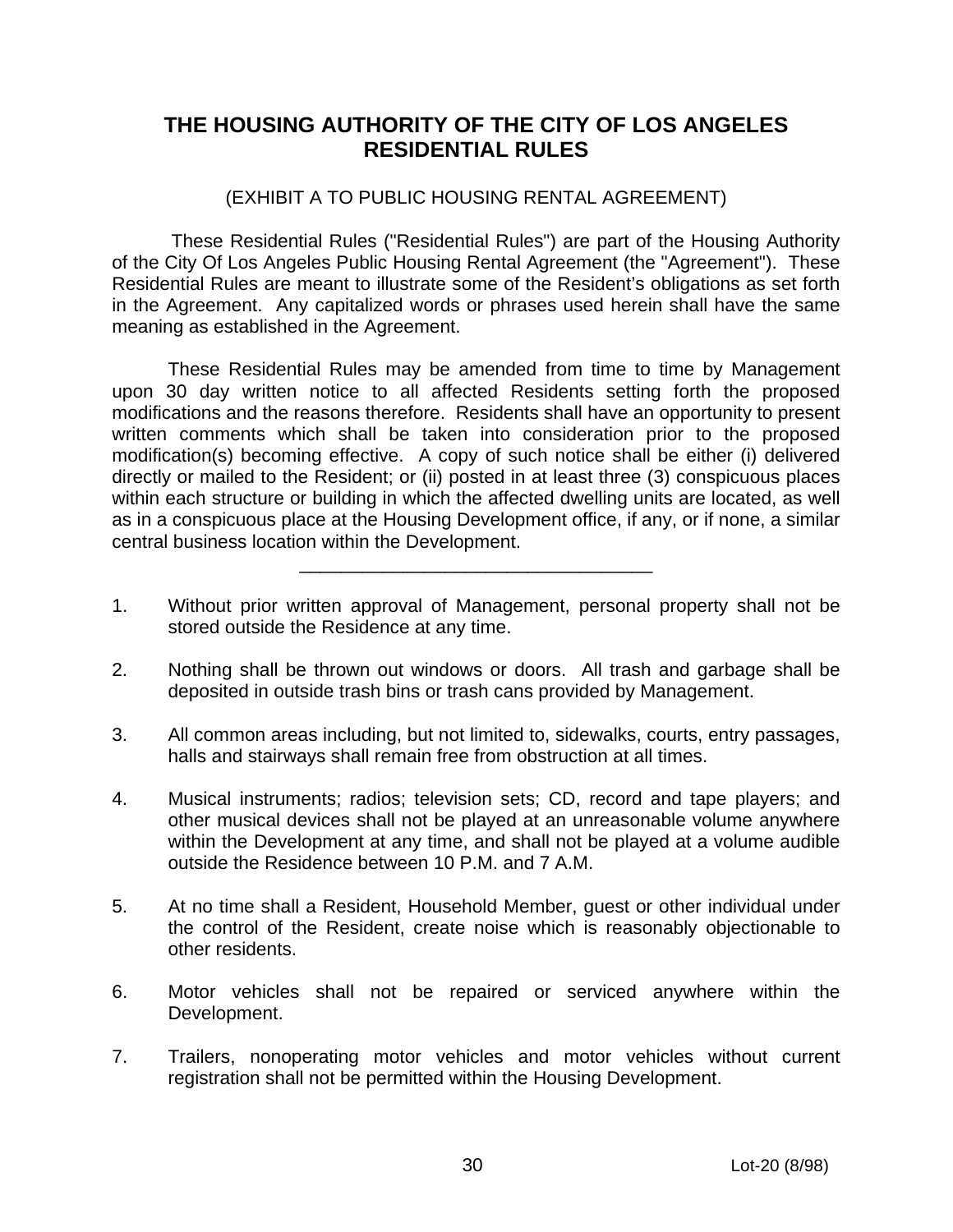# THE HOUSING AUTHORITY OF THE CITY OF LOS ANGELES RESIDENTIAL RULES

(EXHIBIT A TO PUBLIC HOUSING RENTAL AGREEMENT)

These Residential Rules ("Residential Rules") are part of the Housing Authority of the City Of Los Angeles Public Housing Rental Agreement (the "Agreement"). These Residential Rules are meant to illustrate some of the Resident's obligations as set forth in the Agreement. Any capitalized words or phrases used herein shall have the same meaning as established in the Agreement.

These Residential Rules may be amended from time to time by Management upon 30 day written notice to all affected Residents setting forth the proposed modifications and the reasons therefore. Residents shall have an opportunity to present written comments which shall be taken into consideration prior to the proposed modification(s) becoming effective. A copy of such notice shall be either (i) delivered directly or mailed to the Resident; or (ii) posted in at least three (3) conspicuous places within each structure or building in which the affected dwelling units are located, as well as in a conspicuous place at the Housing Development office, if any, or if none, a similar central business location within the Development.

---

1. Without prior written approval of Management, personal property shall not be stored outside the Residence at any time.

2. Nothing shall be thrown out windows or doors. All trash and garbage shall be deposited in outside trash bins or trash cans provided by Management.

3. All common areas including, but not limited to, sidewalks, courts, entry passages, halls and stairways shall remain free from obstruction at all times.

4. Musical instruments; radios; television sets; CD, record and tape players; and other musical devices shall not be played at an unreasonable volume anywhere within the Development at any time, and shall not be played at a volume audible outside the Residence between 10 P.M. and 7 A.M.

5. At no time shall a Resident, Household Member, guest or other individual under the control of the Resident, create noise which is reasonably objectionable to other residents.

6. Motor vehicles shall not be repaired or serviced anywhere within the Development.

7. Trailers, nonoperating motor vehicles and motor vehicles without current registration shall not be permitted within the Housing Development.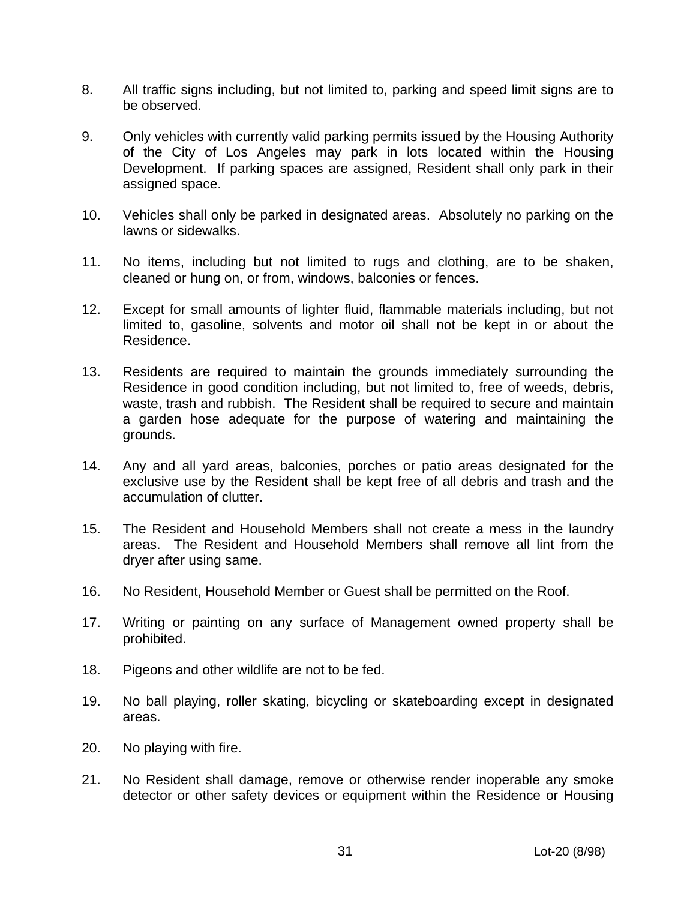8. All traffic signs including, but not limited to, parking and speed limit signs are to be observed.

9. Only vehicles with currently valid parking permits issued by the Housing Authority of the City of Los Angeles may park in lots located within the Housing Development. If parking spaces are assigned, Resident shall only park in their assigned space.

10. Vehicles shall only be parked in designated areas. Absolutely no parking on the lawns or sidewalks.

11. No items, including but not limited to rugs and clothing, are to be shaken, cleaned or hung on, or from, windows, balconies or fences.

12. Except for small amounts of lighter fluid, flammable materials including, but not limited to, gasoline, solvents and motor oil shall not be kept in or about the Residence.

13. Residents are required to maintain the grounds immediately surrounding the Residence in good condition including, but not limited to, free of weeds, debris, waste, trash and rubbish. The Resident shall be required to secure and maintain a garden hose adequate for the purpose of watering and maintaining the grounds.

14. Any and all yard areas, balconies, porches or patio areas designated for the exclusive use by the Resident shall be kept free of all debris and trash and the accumulation of clutter.

15. The Resident and Household Members shall not create a mess in the laundry areas. The Resident and Household Members shall remove all lint from the dryer after using same.

16. No Resident, Household Member or Guest shall be permitted on the Roof.

17. Writing or painting on any surface of Management owned property shall be prohibited.

18. Pigeons and other wildlife are not to be fed.

19. No ball playing, roller skating, bicycling or skateboarding except in designated areas.

20. No playing with fire.

21. No Resident shall damage, remove or otherwise render inoperable any smoke detector or other safety devices or equipment within the Residence or Housing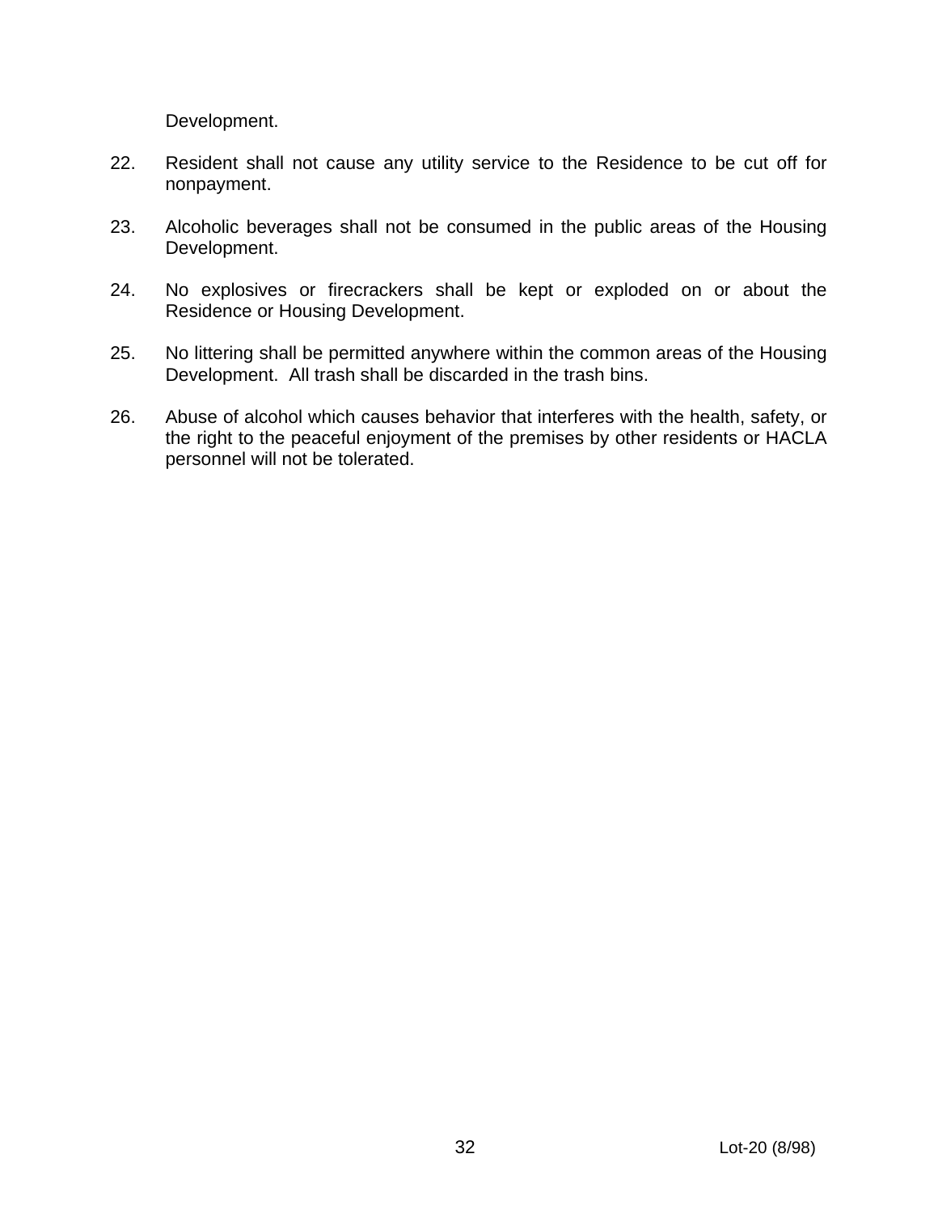Development.

22. Resident shall not cause any utility service to the Residence to be cut off for nonpayment.

23. Alcoholic beverages shall not be consumed in the public areas of the Housing Development.

24. No explosives or firecrackers shall be kept or exploded on or about the Residence or Housing Development.

25. No littering shall be permitted anywhere within the common areas of the Housing Development. All trash shall be discarded in the trash bins.

26. Abuse of alcohol which causes behavior that interferes with the health, safety, or the right to the peaceful enjoyment of the premises by other residents or HACLA personnel will not be tolerated.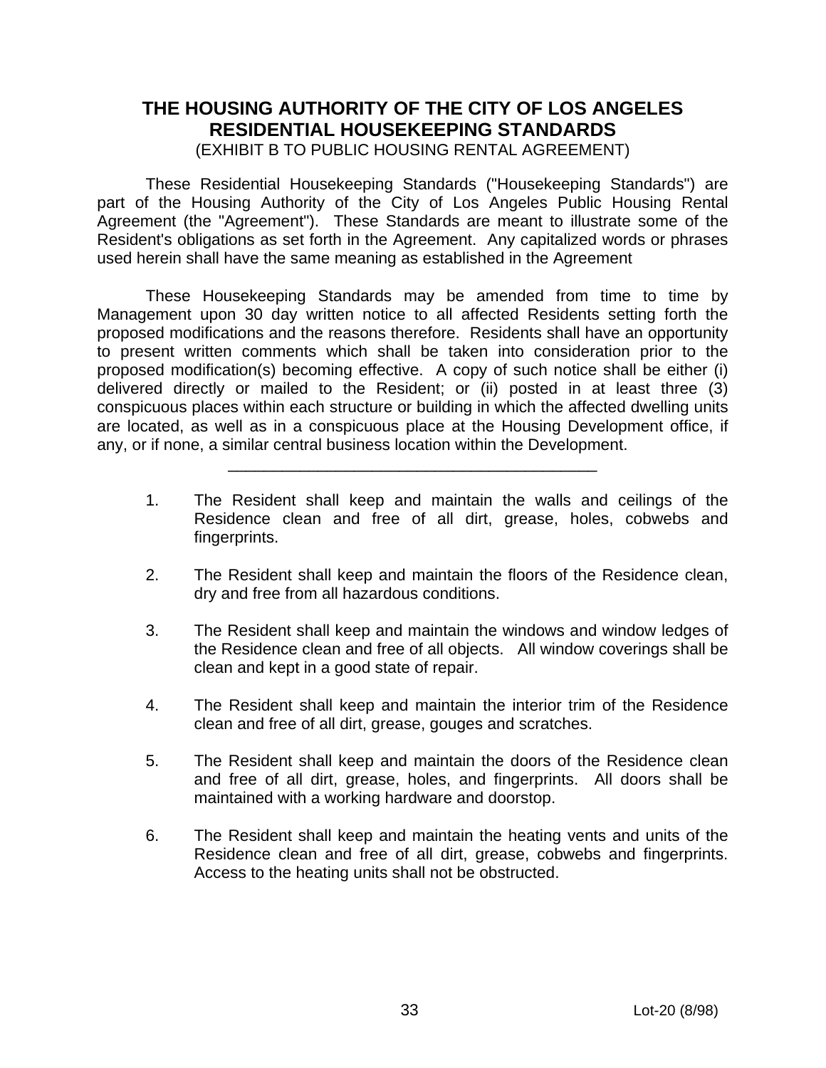# THE HOUSING AUTHORITY OF THE CITY OF LOS ANGELES
## RESIDENTIAL HOUSEKEEPING STANDARDS

(EXHIBIT B TO PUBLIC HOUSING RENTAL AGREEMENT)

These Residential Housekeeping Standards ("Housekeeping Standards") are part of the Housing Authority of the City of Los Angeles Public Housing Rental Agreement (the "Agreement"). These Standards are meant to illustrate some of the Resident's obligations as set forth in the Agreement. Any capitalized words or phrases used herein shall have the same meaning as established in the Agreement

These Housekeeping Standards may be amended from time to time by Management upon 30 day written notice to all affected Residents setting forth the proposed modifications and the reasons therefore. Residents shall have an opportunity to present written comments which shall be taken into consideration prior to the proposed modification(s) becoming effective. A copy of such notice shall be either (i) delivered directly or mailed to the Resident; or (ii) posted in at least three (3) conspicuous places within each structure or building in which the affected dwelling units are located, as well as in a conspicuous place at the Housing Development office, if any, or if none, a similar central business location within the Development.

---

1. The Resident shall keep and maintain the walls and ceilings of the Residence clean and free of all dirt, grease, holes, cobwebs and fingerprints.

2. The Resident shall keep and maintain the floors of the Residence clean, dry and free from all hazardous conditions.

3. The Resident shall keep and maintain the windows and window ledges of the Residence clean and free of all objects. All window coverings shall be clean and kept in a good state of repair.

4. The Resident shall keep and maintain the interior trim of the Residence clean and free of all dirt, grease, gouges and scratches.

5. The Resident shall keep and maintain the doors of the Residence clean and free of all dirt, grease, holes, and fingerprints. All doors shall be maintained with a working hardware and doorstop.

6. The Resident shall keep and maintain the heating vents and units of the Residence clean and free of all dirt, grease, cobwebs and fingerprints. Access to the heating units shall not be obstructed.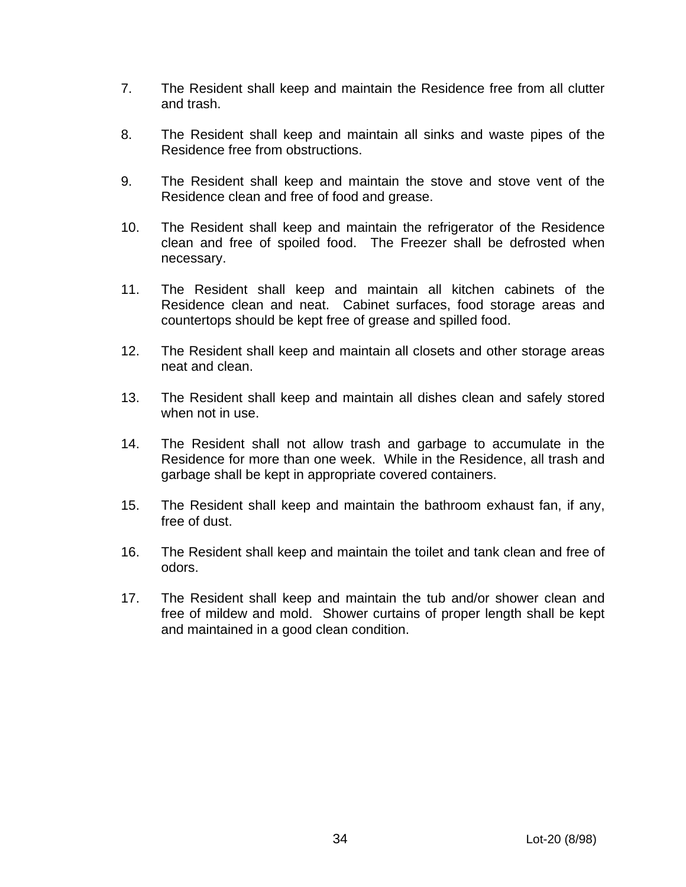7. The Resident shall keep and maintain the Residence free from all clutter and trash.

8. The Resident shall keep and maintain all sinks and waste pipes of the Residence free from obstructions.

9. The Resident shall keep and maintain the stove and stove vent of the Residence clean and free of food and grease.

10. The Resident shall keep and maintain the refrigerator of the Residence clean and free of spoiled food. The Freezer shall be defrosted when necessary.

11. The Resident shall keep and maintain all kitchen cabinets of the Residence clean and neat. Cabinet surfaces, food storage areas and countertops should be kept free of grease and spilled food.

12. The Resident shall keep and maintain all closets and other storage areas neat and clean.

13. The Resident shall keep and maintain all dishes clean and safely stored when not in use.

14. The Resident shall not allow trash and garbage to accumulate in the Residence for more than one week. While in the Residence, all trash and garbage shall be kept in appropriate covered containers.

15. The Resident shall keep and maintain the bathroom exhaust fan, if any, free of dust.

16. The Resident shall keep and maintain the toilet and tank clean and free of odors.

17. The Resident shall keep and maintain the tub and/or shower clean and free of mildew and mold. Shower curtains of proper length shall be kept and maintained in a good clean condition.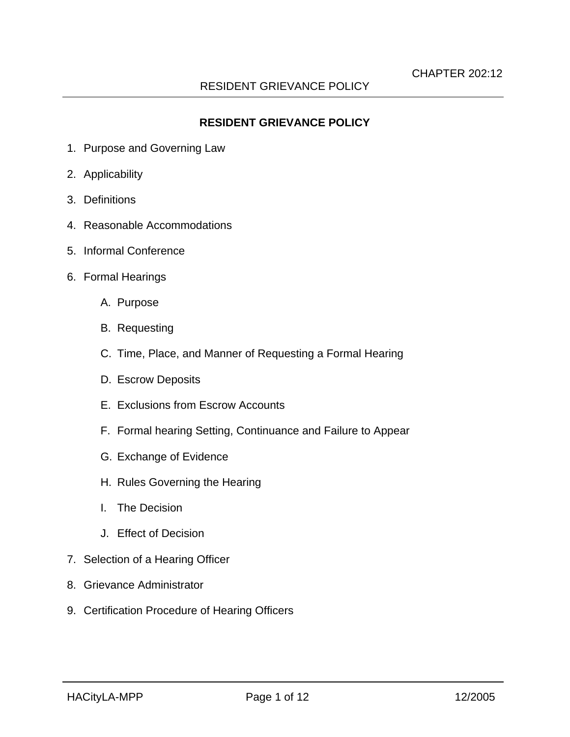# RESIDENT GRIEVANCE POLICY

1. Purpose and Governing Law
2. Applicability
3. Definitions
4. Reasonable Accommodations
5. Informal Conference
6. Formal Hearings
    - A. Purpose
    - B. Requesting
    - C. Time, Place, and Manner of Requesting a Formal Hearing
    - D. Escrow Deposits
    - E. Exclusions from Escrow Accounts
    - F. Formal hearing Setting, Continuance and Failure to Appear
    - G. Exchange of Evidence
    - H. Rules Governing the Hearing
    - I. The Decision
    - J. Effect of Decision
7. Selection of a Hearing Officer
8. Grievance Administrator
9. Certification Procedure of Hearing Officers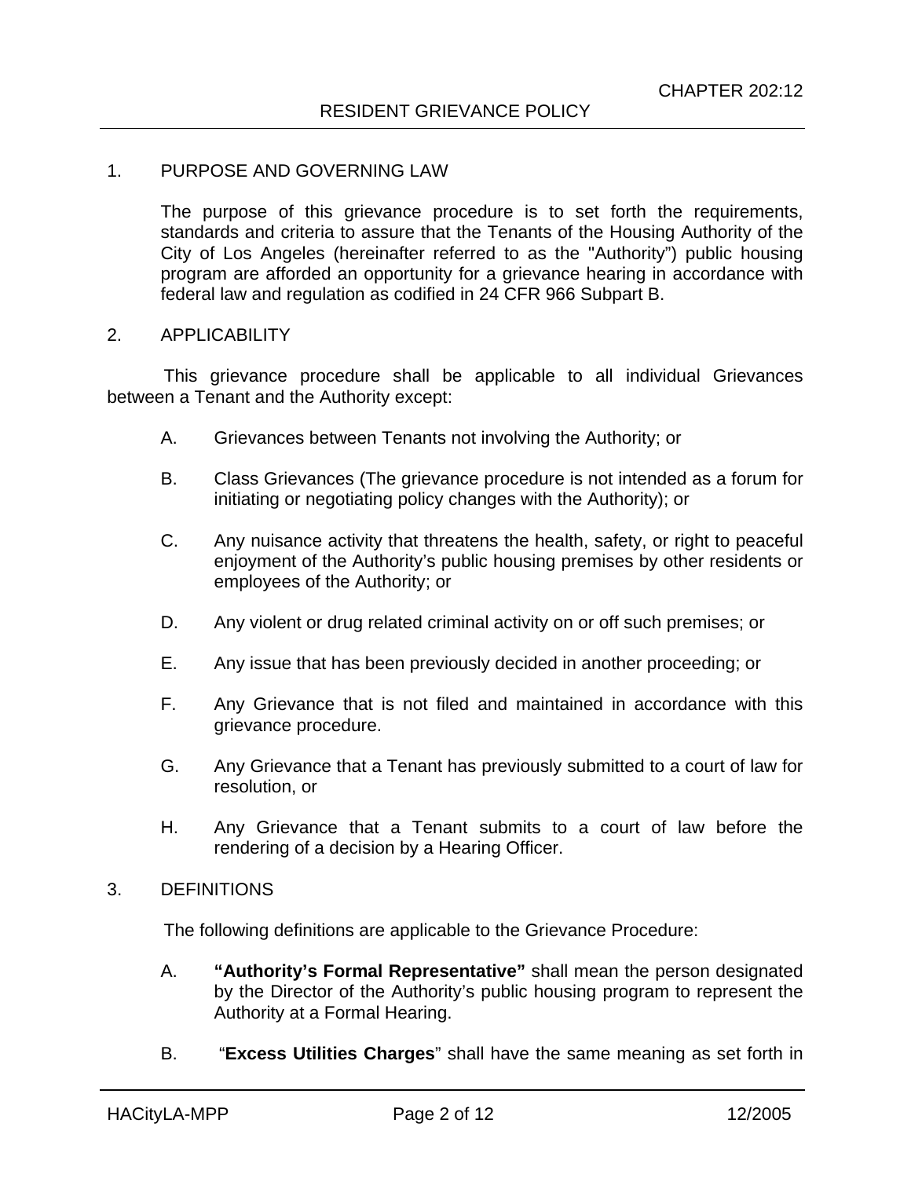CHAPTER 202:12

# RESIDENT GRIEVANCE POLICY

## 1. PURPOSE AND GOVERNING LAW

The purpose of this grievance procedure is to set forth the requirements, standards and criteria to assure that the Tenants of the Housing Authority of the City of Los Angeles (hereinafter referred to as the "Authority") public housing program are afforded an opportunity for a grievance hearing in accordance with federal law and regulation as codified in 24 CFR 966 Subpart B.

## 2. APPLICABILITY

This grievance procedure shall be applicable to all individual Grievances between a Tenant and the Authority except:

A. Grievances between Tenants not involving the Authority; or

B. Class Grievances (The grievance procedure is not intended as a forum for initiating or negotiating policy changes with the Authority); or

C. Any nuisance activity that threatens the health, safety, or right to peaceful enjoyment of the Authority's public housing premises by other residents or employees of the Authority; or

D. Any violent or drug related criminal activity on or off such premises; or

E. Any issue that has been previously decided in another proceeding; or

F. Any Grievance that is not filed and maintained in accordance with this grievance procedure.

G. Any Grievance that a Tenant has previously submitted to a court of law for resolution, or

H. Any Grievance that a Tenant submits to a court of law before the rendering of a decision by a Hearing Officer.

## 3. DEFINITIONS

The following definitions are applicable to the Grievance Procedure:

A. **"Authority's Formal Representative"** shall mean the person designated by the Director of the Authority's public housing program to represent the Authority at a Formal Hearing.

B. "**Excess Utilities Charges**" shall have the same meaning as set forth in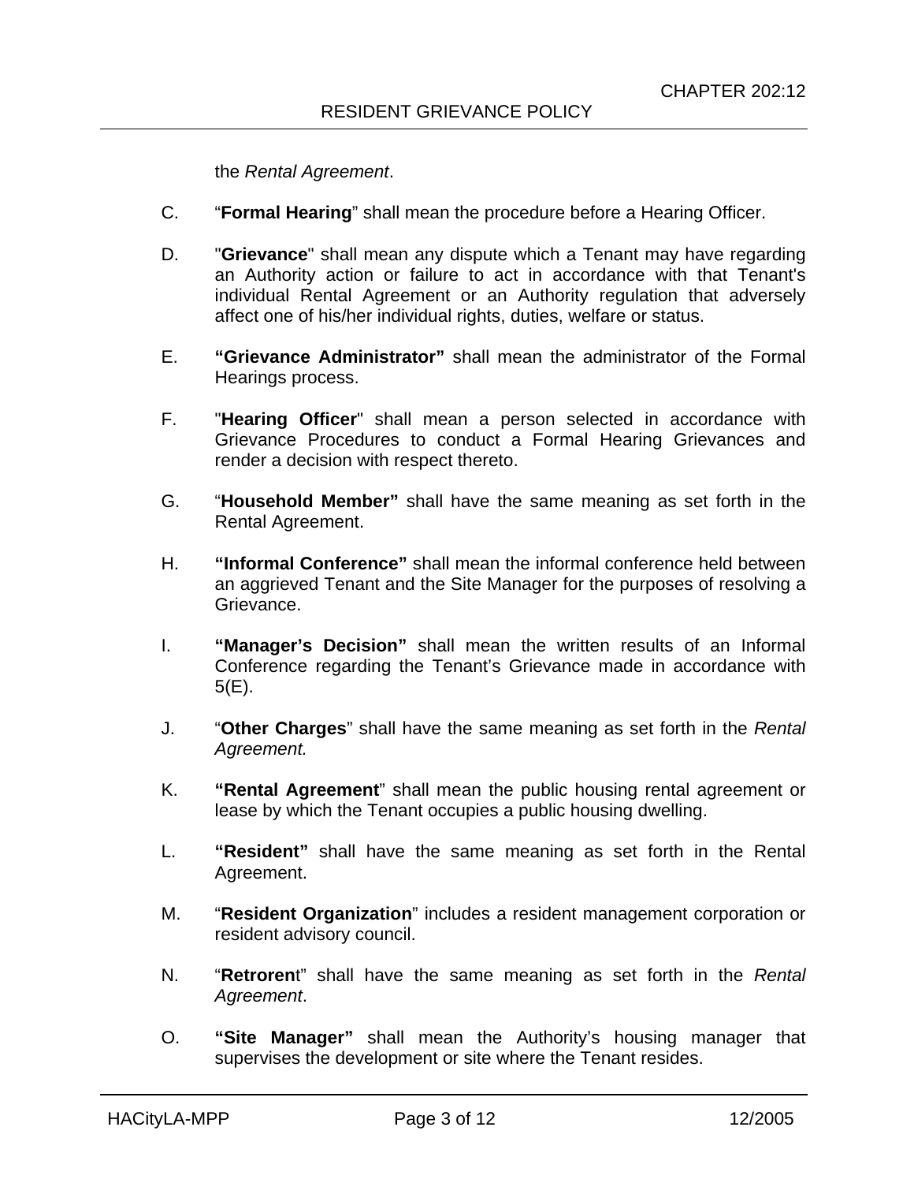the *Rental Agreement*.

C. "**Formal Hearing**" shall mean the procedure before a Hearing Officer.

D. "**Grievance**" shall mean any dispute which a Tenant may have regarding an Authority action or failure to act in accordance with that Tenant's individual Rental Agreement or an Authority regulation that adversely affect one of his/her individual rights, duties, welfare or status.

E. **"Grievance Administrator"** shall mean the administrator of the Formal Hearings process.

F. "**Hearing Officer**" shall mean a person selected in accordance with Grievance Procedures to conduct a Formal Hearing Grievances and render a decision with respect thereto.

G. "**Household Member"** shall have the same meaning as set forth in the Rental Agreement.

H. **"Informal Conference"** shall mean the informal conference held between an aggrieved Tenant and the Site Manager for the purposes of resolving a Grievance.

I. **"Manager's Decision"** shall mean the written results of an Informal Conference regarding the Tenant's Grievance made in accordance with 5(E).

J. "**Other Charges**" shall have the same meaning as set forth in the *Rental Agreement.*

K. **"Rental Agreement**" shall mean the public housing rental agreement or lease by which the Tenant occupies a public housing dwelling.

L. **"Resident"** shall have the same meaning as set forth in the Rental Agreement.

M. "**Resident Organization**" includes a resident management corporation or resident advisory council.

N. "**Retroren**t" shall have the same meaning as set forth in the *Rental Agreement*.

O. **"Site Manager"** shall mean the Authority's housing manager that supervises the development or site where the Tenant resides.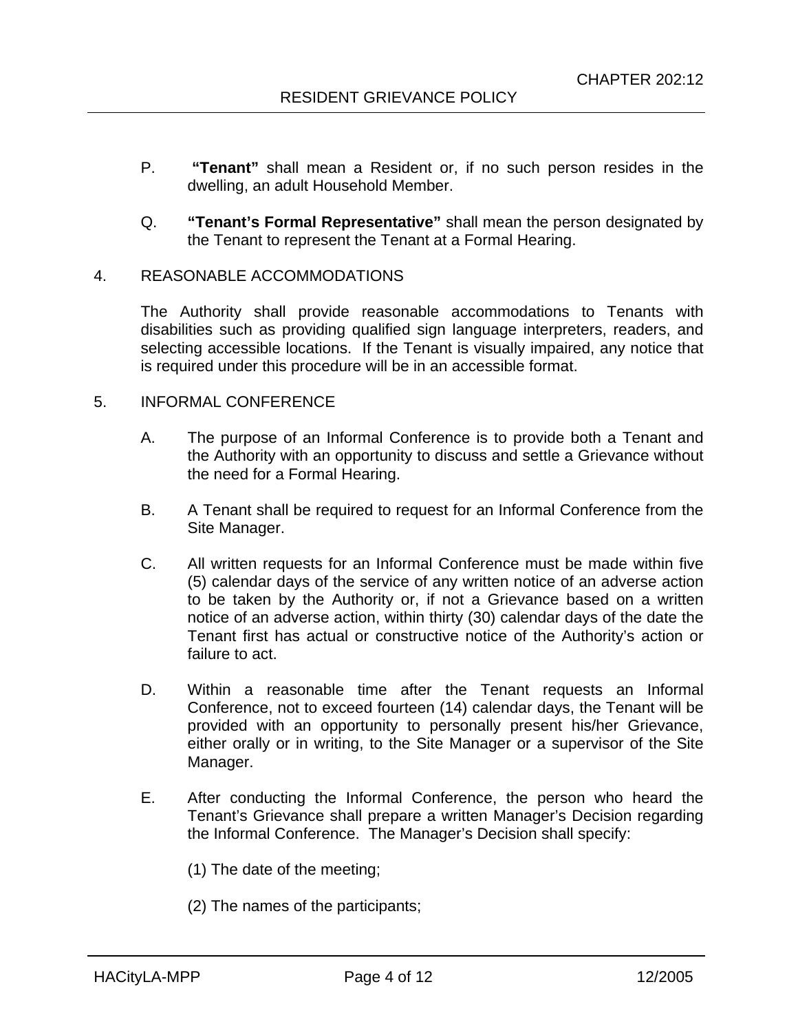P. **"Tenant"** shall mean a Resident or, if no such person resides in the dwelling, an adult Household Member.

Q. **"Tenant's Formal Representative"** shall mean the person designated by the Tenant to represent the Tenant at a Formal Hearing.

4. REASONABLE ACCOMMODATIONS

The Authority shall provide reasonable accommodations to Tenants with disabilities such as providing qualified sign language interpreters, readers, and selecting accessible locations. If the Tenant is visually impaired, any notice that is required under this procedure will be in an accessible format.

5. INFORMAL CONFERENCE

A. The purpose of an Informal Conference is to provide both a Tenant and the Authority with an opportunity to discuss and settle a Grievance without the need for a Formal Hearing.

B. A Tenant shall be required to request for an Informal Conference from the Site Manager.

C. All written requests for an Informal Conference must be made within five (5) calendar days of the service of any written notice of an adverse action to be taken by the Authority or, if not a Grievance based on a written notice of an adverse action, within thirty (30) calendar days of the date the Tenant first has actual or constructive notice of the Authority's action or failure to act.

D. Within a reasonable time after the Tenant requests an Informal Conference, not to exceed fourteen (14) calendar days, the Tenant will be provided with an opportunity to personally present his/her Grievance, either orally or in writing, to the Site Manager or a supervisor of the Site Manager.

E. After conducting the Informal Conference, the person who heard the Tenant's Grievance shall prepare a written Manager's Decision regarding the Informal Conference. The Manager's Decision shall specify:

(1) The date of the meeting;

(2) The names of the participants;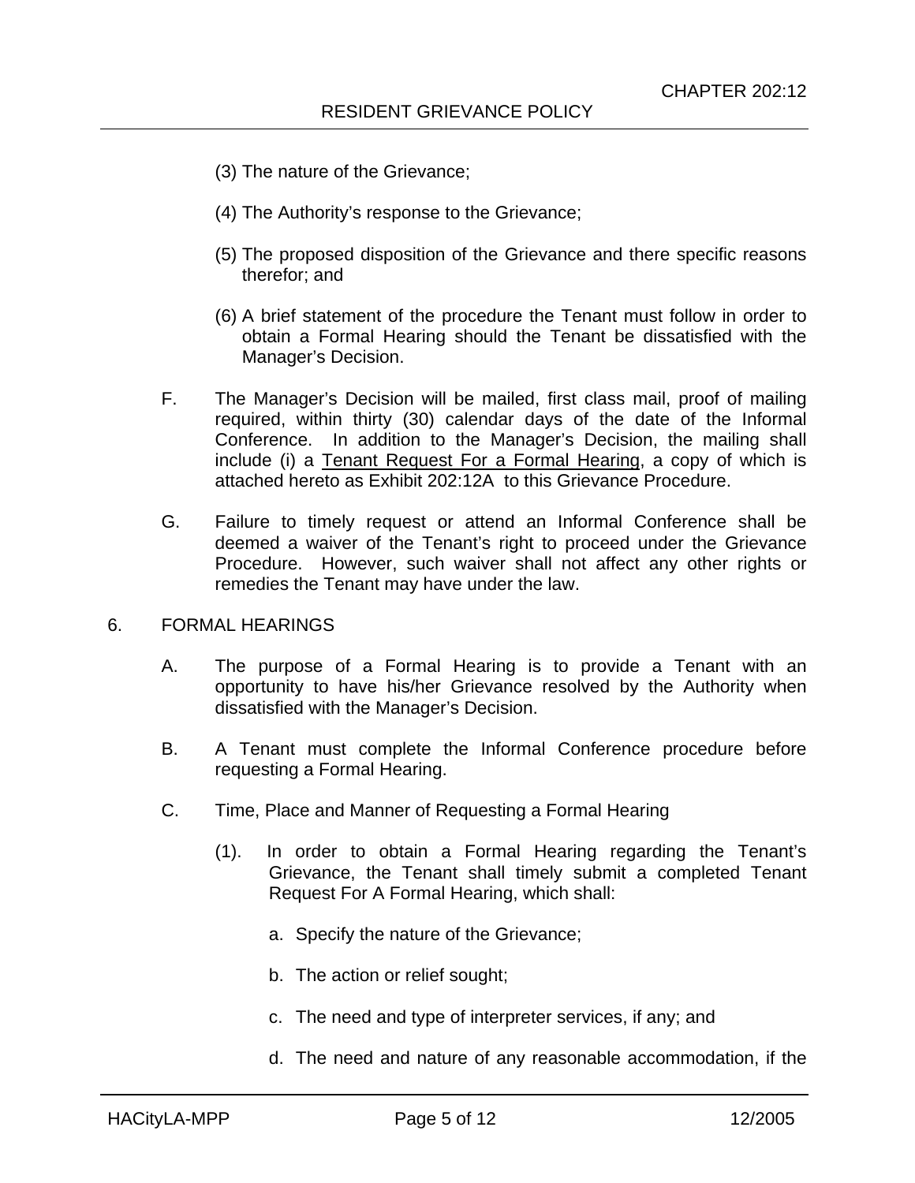(3) The nature of the Grievance;

(4) The Authority's response to the Grievance;

(5) The proposed disposition of the Grievance and there specific reasons therefor; and

(6) A brief statement of the procedure the Tenant must follow in order to obtain a Formal Hearing should the Tenant be dissatisfied with the Manager's Decision.

F. The Manager's Decision will be mailed, first class mail, proof of mailing required, within thirty (30) calendar days of the date of the Informal Conference. In addition to the Manager's Decision, the mailing shall include (i) a <u>Tenant Request For a Formal Hearing</u>, a copy of which is attached hereto as Exhibit 202:12A to this Grievance Procedure.

G. Failure to timely request or attend an Informal Conference shall be deemed a waiver of the Tenant's right to proceed under the Grievance Procedure. However, such waiver shall not affect any other rights or remedies the Tenant may have under the law.

## 6. FORMAL HEARINGS

A. The purpose of a Formal Hearing is to provide a Tenant with an opportunity to have his/her Grievance resolved by the Authority when dissatisfied with the Manager's Decision.

B. A Tenant must complete the Informal Conference procedure before requesting a Formal Hearing.

C. Time, Place and Manner of Requesting a Formal Hearing

(1). In order to obtain a Formal Hearing regarding the Tenant's Grievance, the Tenant shall timely submit a completed Tenant Request For A Formal Hearing, which shall:

a. Specify the nature of the Grievance;

b. The action or relief sought;

c. The need and type of interpreter services, if any; and

d. The need and nature of any reasonable accommodation, if the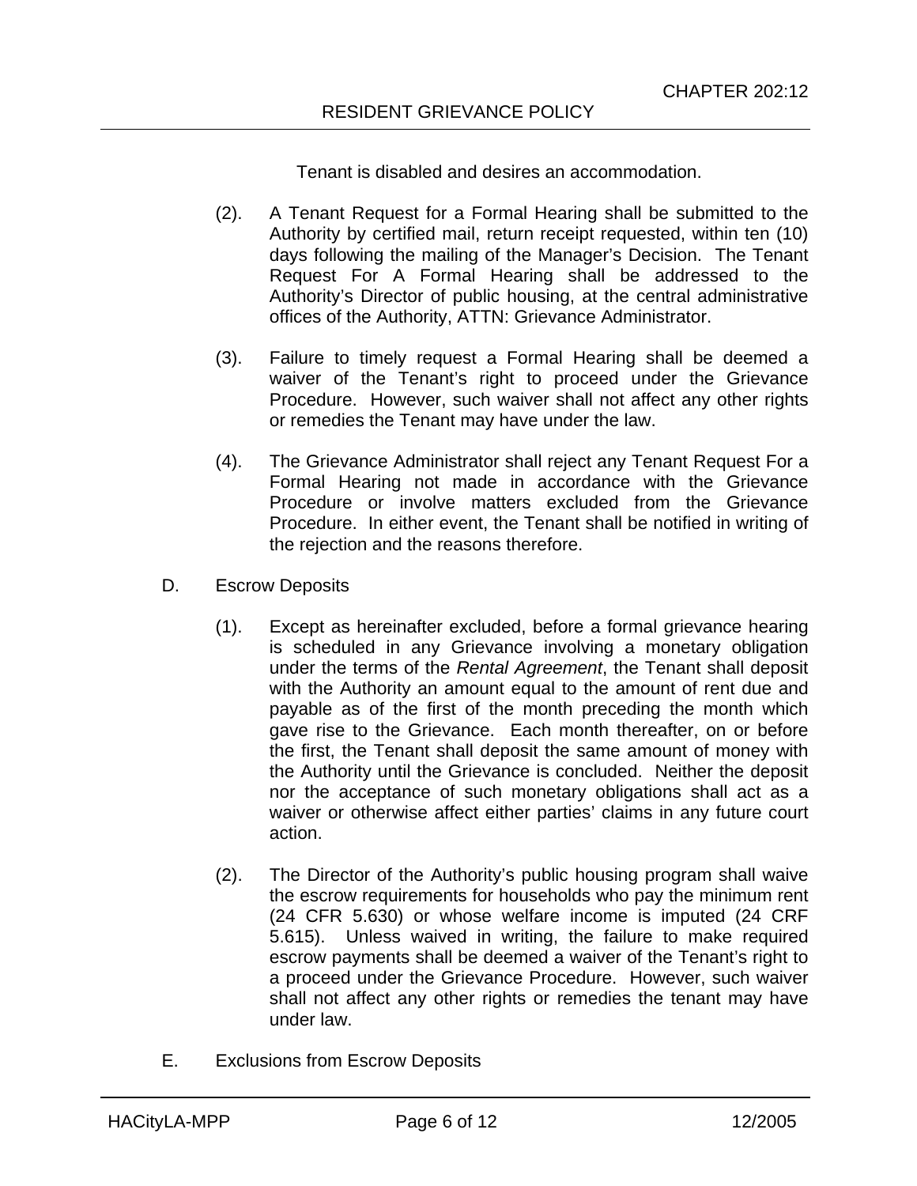Tenant is disabled and desires an accommodation.

(2). A Tenant Request for a Formal Hearing shall be submitted to the Authority by certified mail, return receipt requested, within ten (10) days following the mailing of the Manager's Decision. The Tenant Request For A Formal Hearing shall be addressed to the Authority's Director of public housing, at the central administrative offices of the Authority, ATTN: Grievance Administrator.

(3). Failure to timely request a Formal Hearing shall be deemed a waiver of the Tenant's right to proceed under the Grievance Procedure. However, such waiver shall not affect any other rights or remedies the Tenant may have under the law.

(4). The Grievance Administrator shall reject any Tenant Request For a Formal Hearing not made in accordance with the Grievance Procedure or involve matters excluded from the Grievance Procedure. In either event, the Tenant shall be notified in writing of the rejection and the reasons therefore.

D. Escrow Deposits

(1). Except as hereinafter excluded, before a formal grievance hearing is scheduled in any Grievance involving a monetary obligation under the terms of the *Rental Agreement*, the Tenant shall deposit with the Authority an amount equal to the amount of rent due and payable as of the first of the month preceding the month which gave rise to the Grievance. Each month thereafter, on or before the first, the Tenant shall deposit the same amount of money with the Authority until the Grievance is concluded. Neither the deposit nor the acceptance of such monetary obligations shall act as a waiver or otherwise affect either parties' claims in any future court action.

(2). The Director of the Authority's public housing program shall waive the escrow requirements for households who pay the minimum rent (24 CFR 5.630) or whose welfare income is imputed (24 CRF 5.615). Unless waived in writing, the failure to make required escrow payments shall be deemed a waiver of the Tenant's right to a proceed under the Grievance Procedure. However, such waiver shall not affect any other rights or remedies the tenant may have under law.

E. Exclusions from Escrow Deposits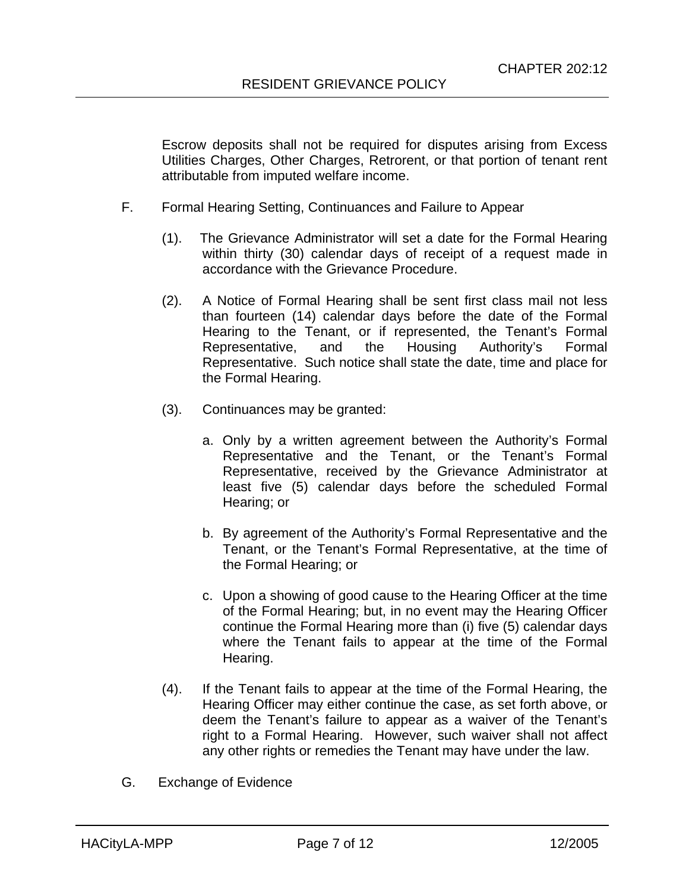Escrow deposits shall not be required for disputes arising from Excess Utilities Charges, Other Charges, Retrorent, or that portion of tenant rent attributable from imputed welfare income.

F. Formal Hearing Setting, Continuances and Failure to Appear

(1). The Grievance Administrator will set a date for the Formal Hearing within thirty (30) calendar days of receipt of a request made in accordance with the Grievance Procedure.

(2). A Notice of Formal Hearing shall be sent first class mail not less than fourteen (14) calendar days before the date of the Formal Hearing to the Tenant, or if represented, the Tenant's Formal Representative, and the Housing Authority's Formal Representative. Such notice shall state the date, time and place for the Formal Hearing.

(3). Continuances may be granted:

a. Only by a written agreement between the Authority's Formal Representative and the Tenant, or the Tenant's Formal Representative, received by the Grievance Administrator at least five (5) calendar days before the scheduled Formal Hearing; or

b. By agreement of the Authority's Formal Representative and the Tenant, or the Tenant's Formal Representative, at the time of the Formal Hearing; or

c. Upon a showing of good cause to the Hearing Officer at the time of the Formal Hearing; but, in no event may the Hearing Officer continue the Formal Hearing more than (i) five (5) calendar days where the Tenant fails to appear at the time of the Formal Hearing.

(4). If the Tenant fails to appear at the time of the Formal Hearing, the Hearing Officer may either continue the case, as set forth above, or deem the Tenant's failure to appear as a waiver of the Tenant's right to a Formal Hearing. However, such waiver shall not affect any other rights or remedies the Tenant may have under the law.

G. Exchange of Evidence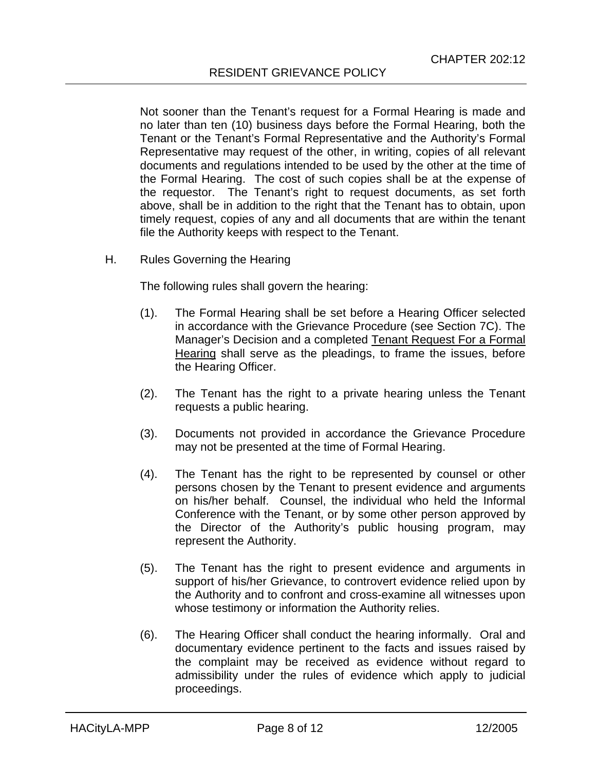Not sooner than the Tenant's request for a Formal Hearing is made and no later than ten (10) business days before the Formal Hearing, both the Tenant or the Tenant's Formal Representative and the Authority's Formal Representative may request of the other, in writing, copies of all relevant documents and regulations intended to be used by the other at the time of the Formal Hearing. The cost of such copies shall be at the expense of the requestor. The Tenant's right to request documents, as set forth above, shall be in addition to the right that the Tenant has to obtain, upon timely request, copies of any and all documents that are within the tenant file the Authority keeps with respect to the Tenant.

H. Rules Governing the Hearing

The following rules shall govern the hearing:

(1). The Formal Hearing shall be set before a Hearing Officer selected in accordance with the Grievance Procedure (see Section 7C). The Manager's Decision and a completed Tenant Request For a Formal Hearing shall serve as the pleadings, to frame the issues, before the Hearing Officer.

(2). The Tenant has the right to a private hearing unless the Tenant requests a public hearing.

(3). Documents not provided in accordance the Grievance Procedure may not be presented at the time of Formal Hearing.

(4). The Tenant has the right to be represented by counsel or other persons chosen by the Tenant to present evidence and arguments on his/her behalf. Counsel, the individual who held the Informal Conference with the Tenant, or by some other person approved by the Director of the Authority's public housing program, may represent the Authority.

(5). The Tenant has the right to present evidence and arguments in support of his/her Grievance, to controvert evidence relied upon by the Authority and to confront and cross-examine all witnesses upon whose testimony or information the Authority relies.

(6). The Hearing Officer shall conduct the hearing informally. Oral and documentary evidence pertinent to the facts and issues raised by the complaint may be received as evidence without regard to admissibility under the rules of evidence which apply to judicial proceedings.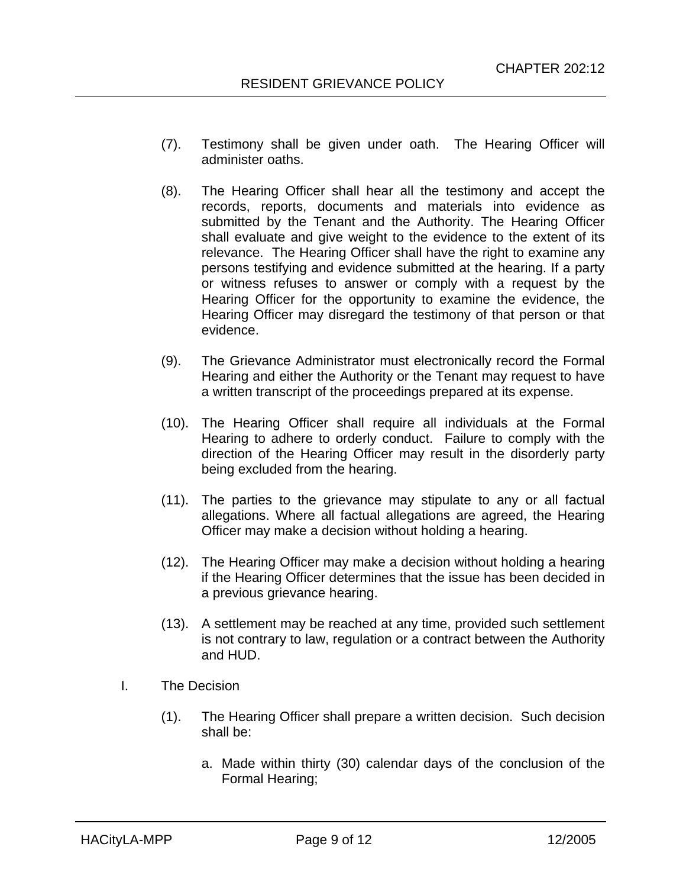(7). Testimony shall be given under oath. The Hearing Officer will administer oaths.

(8). The Hearing Officer shall hear all the testimony and accept the records, reports, documents and materials into evidence as submitted by the Tenant and the Authority. The Hearing Officer shall evaluate and give weight to the evidence to the extent of its relevance. The Hearing Officer shall have the right to examine any persons testifying and evidence submitted at the hearing. If a party or witness refuses to answer or comply with a request by the Hearing Officer for the opportunity to examine the evidence, the Hearing Officer may disregard the testimony of that person or that evidence.

(9). The Grievance Administrator must electronically record the Formal Hearing and either the Authority or the Tenant may request to have a written transcript of the proceedings prepared at its expense.

(10). The Hearing Officer shall require all individuals at the Formal Hearing to adhere to orderly conduct. Failure to comply with the direction of the Hearing Officer may result in the disorderly party being excluded from the hearing.

(11). The parties to the grievance may stipulate to any or all factual allegations. Where all factual allegations are agreed, the Hearing Officer may make a decision without holding a hearing.

(12). The Hearing Officer may make a decision without holding a hearing if the Hearing Officer determines that the issue has been decided in a previous grievance hearing.

(13). A settlement may be reached at any time, provided such settlement is not contrary to law, regulation or a contract between the Authority and HUD.

I. The Decision

(1). The Hearing Officer shall prepare a written decision. Such decision shall be:

a. Made within thirty (30) calendar days of the conclusion of the Formal Hearing;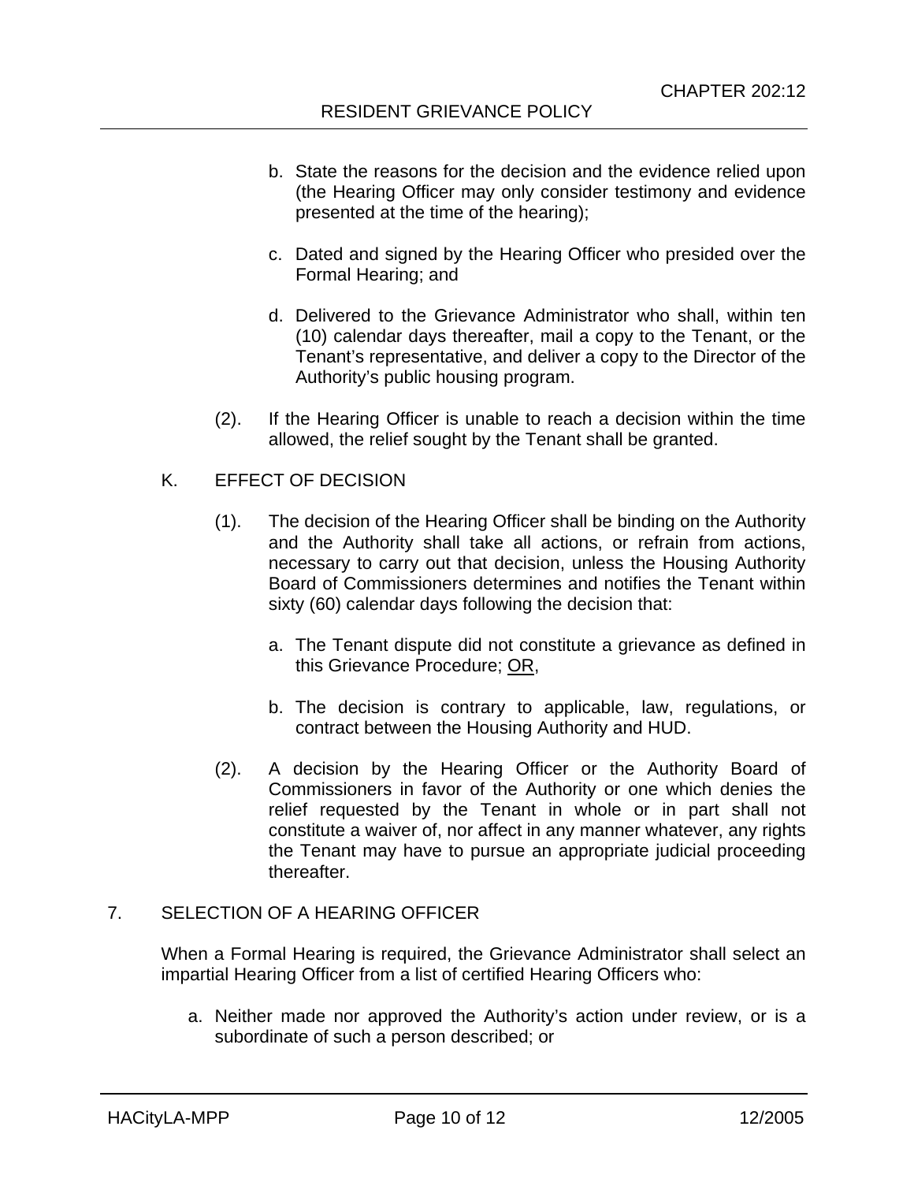b. State the reasons for the decision and the evidence relied upon (the Hearing Officer may only consider testimony and evidence presented at the time of the hearing);

c. Dated and signed by the Hearing Officer who presided over the Formal Hearing; and

d. Delivered to the Grievance Administrator who shall, within ten (10) calendar days thereafter, mail a copy to the Tenant, or the Tenant's representative, and deliver a copy to the Director of the Authority's public housing program.

(2). If the Hearing Officer is unable to reach a decision within the time allowed, the relief sought by the Tenant shall be granted.

K. EFFECT OF DECISION

(1). The decision of the Hearing Officer shall be binding on the Authority and the Authority shall take all actions, or refrain from actions, necessary to carry out that decision, unless the Housing Authority Board of Commissioners determines and notifies the Tenant within sixty (60) calendar days following the decision that:

a. The Tenant dispute did not constitute a grievance as defined in this Grievance Procedure; <u>OR</u>,

b. The decision is contrary to applicable, law, regulations, or contract between the Housing Authority and HUD.

(2). A decision by the Hearing Officer or the Authority Board of Commissioners in favor of the Authority or one which denies the relief requested by the Tenant in whole or in part shall not constitute a waiver of, nor affect in any manner whatever, any rights the Tenant may have to pursue an appropriate judicial proceeding thereafter.

7. SELECTION OF A HEARING OFFICER

When a Formal Hearing is required, the Grievance Administrator shall select an impartial Hearing Officer from a list of certified Hearing Officers who:

a. Neither made nor approved the Authority's action under review, or is a subordinate of such a person described; or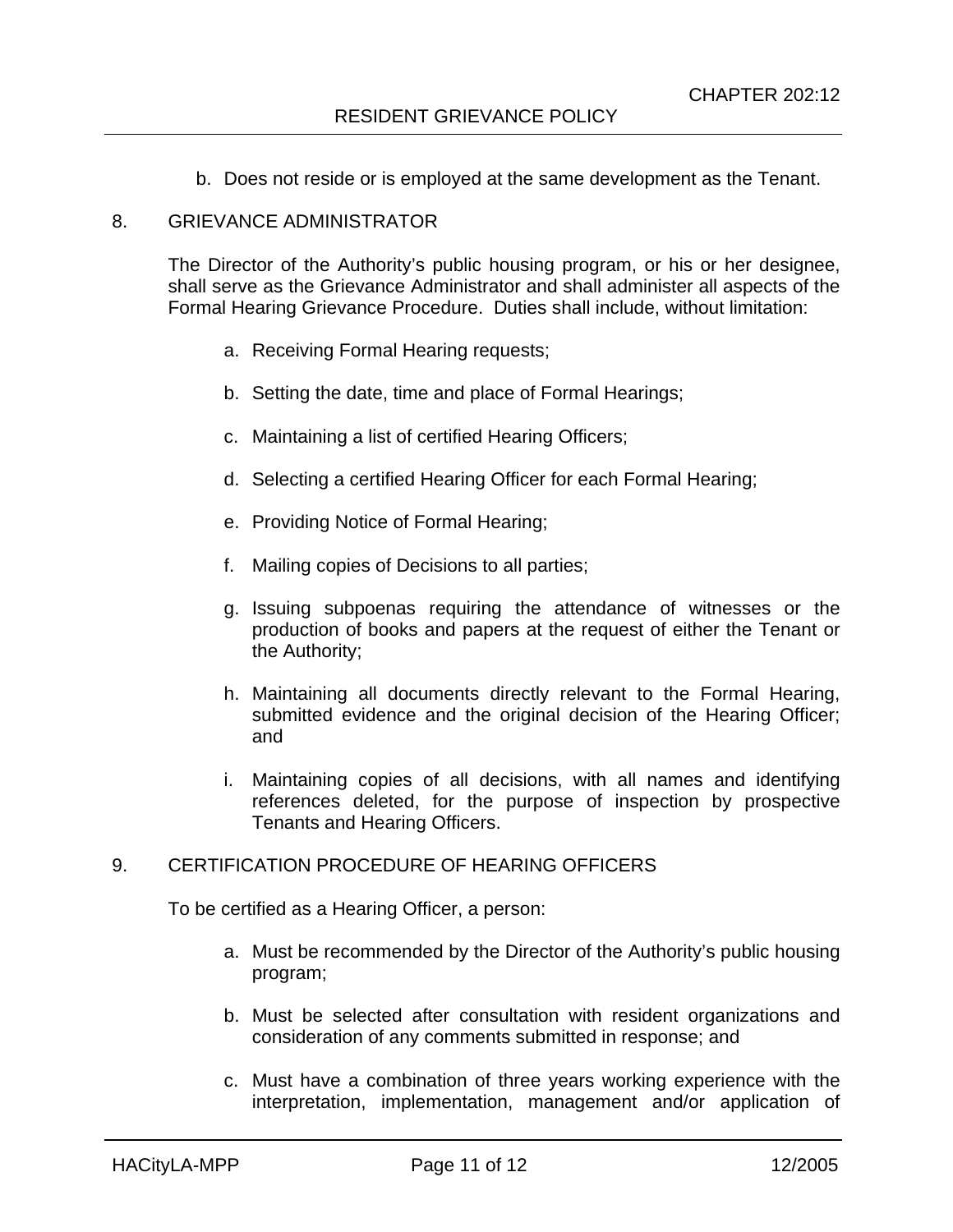b. Does not reside or is employed at the same development as the Tenant.

## 8. GRIEVANCE ADMINISTRATOR

The Director of the Authority's public housing program, or his or her designee, shall serve as the Grievance Administrator and shall administer all aspects of the Formal Hearing Grievance Procedure. Duties shall include, without limitation:

a. Receiving Formal Hearing requests;

b. Setting the date, time and place of Formal Hearings;

c. Maintaining a list of certified Hearing Officers;

d. Selecting a certified Hearing Officer for each Formal Hearing;

e. Providing Notice of Formal Hearing;

f. Mailing copies of Decisions to all parties;

g. Issuing subpoenas requiring the attendance of witnesses or the production of books and papers at the request of either the Tenant or the Authority;

h. Maintaining all documents directly relevant to the Formal Hearing, submitted evidence and the original decision of the Hearing Officer; and

i. Maintaining copies of all decisions, with all names and identifying references deleted, for the purpose of inspection by prospective Tenants and Hearing Officers.

## 9. CERTIFICATION PROCEDURE OF HEARING OFFICERS

To be certified as a Hearing Officer, a person:

a. Must be recommended by the Director of the Authority's public housing program;

b. Must be selected after consultation with resident organizations and consideration of any comments submitted in response; and

c. Must have a combination of three years working experience with the interpretation, implementation, management and/or application of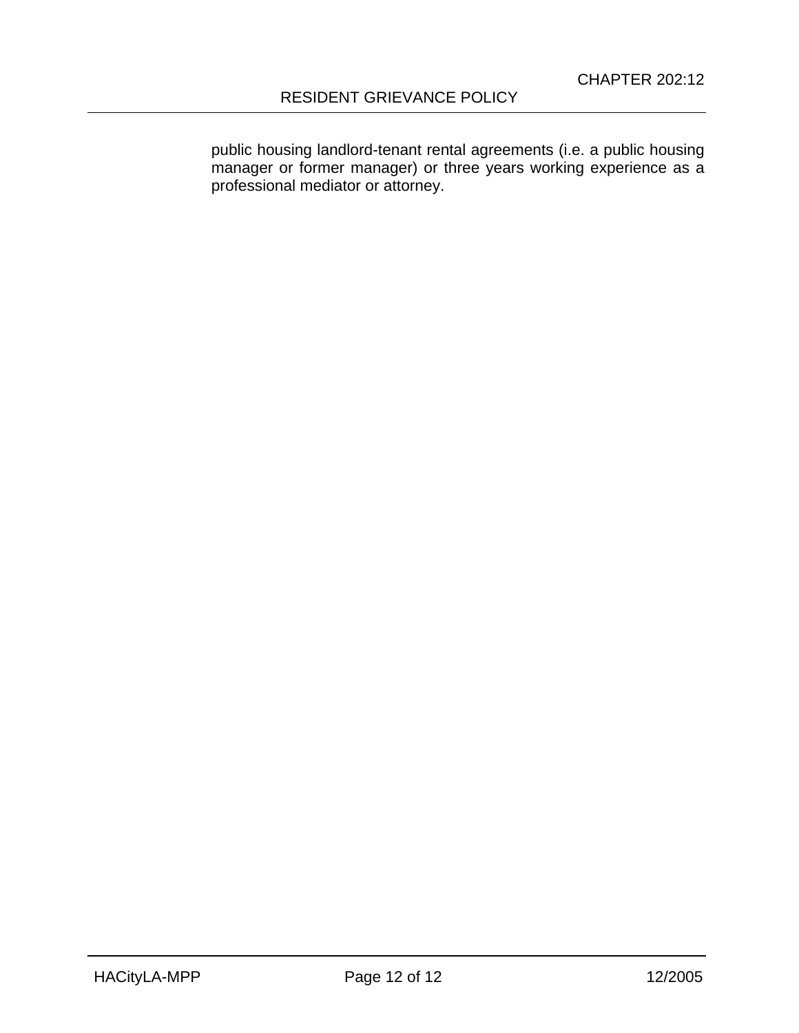public housing landlord-tenant rental agreements (i.e. a public housing manager or former manager) or three years working experience as a professional mediator or attorney.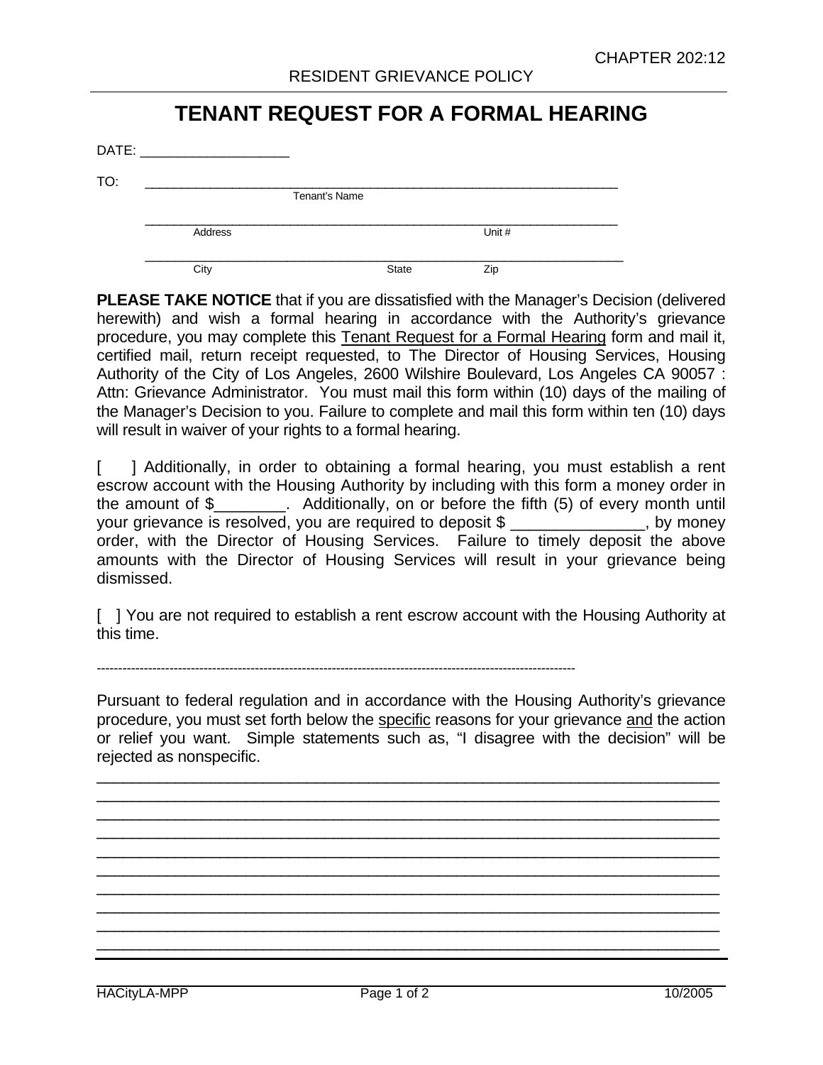RESIDENT GRIEVANCE POLICY

# TENANT REQUEST FOR A FORMAL HEARING

DATE: ___________________

TO: ______________________________________________________________
Tenant's Name

______________________________________________________________
Address Unit #

______________________________________________________________
City State Zip

**PLEASE TAKE NOTICE** that if you are dissatisfied with the Manager's Decision (delivered herewith) and wish a formal hearing in accordance with the Authority's grievance procedure, you may complete this <u>Tenant Request for a Formal Hearing</u> form and mail it, certified mail, return receipt requested, to The Director of Housing Services, Housing Authority of the City of Los Angeles, 2600 Wilshire Boulevard, Los Angeles CA 90057 : Attn: Grievance Administrator. You must mail this form within (10) days of the mailing of the Manager's Decision to you. Failure to complete and mail this form within ten (10) days will result in waiver of your rights to a formal hearing.

[ ] Additionally, in order to obtaining a formal hearing, you must establish a rent escrow account with the Housing Authority by including with this form a money order in the amount of $________. Additionally, on or before the fifth (5) of every month until your grievance is resolved, you are required to deposit $ _______________, by money order, with the Director of Housing Services. Failure to timely deposit the above amounts with the Director of Housing Services will result in your grievance being dismissed.

[ ] You are not required to establish a rent escrow account with the Housing Authority at this time.

---

Pursuant to federal regulation and in accordance with the Housing Authority's grievance procedure, you must set forth below the <u>specific</u> reasons for your grievance <u>and</u> the action or relief you want. Simple statements such as, "I disagree with the decision" will be rejected as nonspecific.

________________________________________________________________________
________________________________________________________________________
________________________________________________________________________
________________________________________________________________________
________________________________________________________________________
________________________________________________________________________
________________________________________________________________________
________________________________________________________________________
________________________________________________________________________
________________________________________________________________________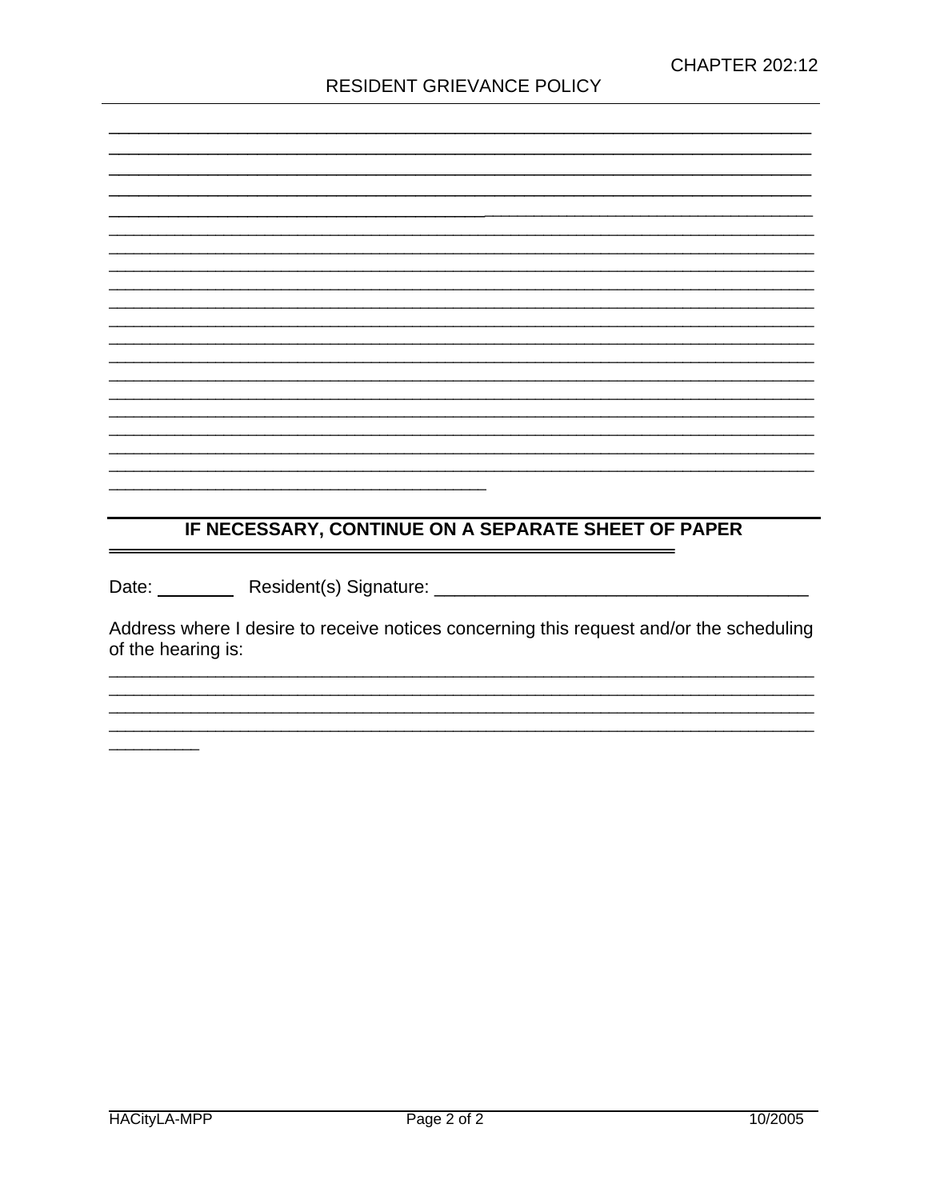______________________________________________________________________________
______________________________________________________________________________
______________________________________________________________________________
______________________________________________________________________________
______________________________________________________________________________
______________________________________________________________________________
______________________________________________________________________________
______________________________________________________________________________
______________________________________________________________________________
______________________________________________________________________________
______________________________________________________________________________
______________________________________________________________________________
______________________________________________________________________________
______________________________________________________________________________
______________________________________________________________________________
______________________________________________________________________________
______________________________________________________________________________
______________________________________________________________________________
______________________________________________________________________________
________________________________________

**IF NECESSARY, CONTINUE ON A SEPARATE SHEET OF PAPER**

Date: ________ Resident(s) Signature: ____________________________________

Address where I desire to receive notices concerning this request and/or the scheduling of the hearing is:

______________________________________________________________________________
______________________________________________________________________________
______________________________________________________________________________
______________________________________________________________________________
__________